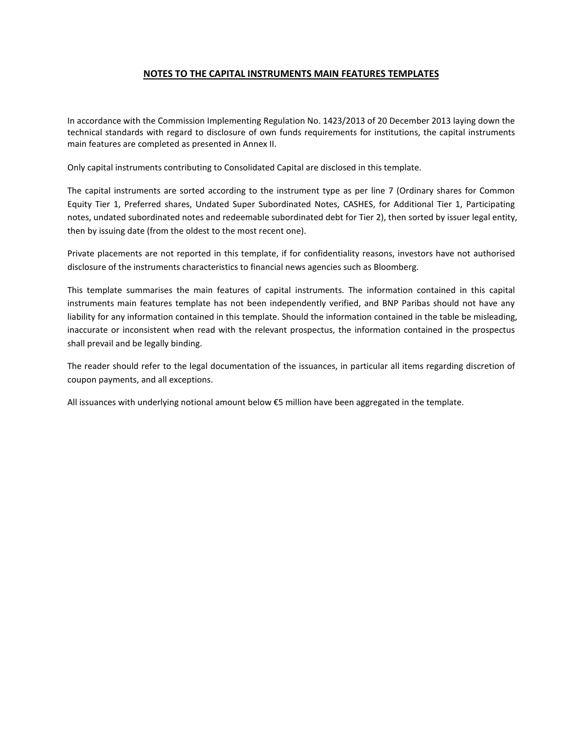# NOTES TO THE CAPITAL INSTRUMENTS MAIN FEATURES TEMPLATES

In accordance with the Commission Implementing Regulation No. 1423/2013 of 20 December 2013 laying down the technical standards with regard to disclosure of own funds requirements for institutions, the capital instruments main features are completed as presented in Annex II.

Only capital instruments contributing to Consolidated Capital are disclosed in this template.

The capital instruments are sorted according to the instrument type as per line 7 (Ordinary shares for Common Equity Tier 1, Preferred shares, Undated Super Subordinated Notes, CASHES, for Additional Tier 1, Participating notes, undated subordinated notes and redeemable subordinated debt for Tier 2), then sorted by issuer legal entity, then by issuing date (from the oldest to the most recent one).

Private placements are not reported in this template, if for confidentiality reasons, investors have not authorised disclosure of the instruments characteristics to financial news agencies such as Bloomberg.

This template summarises the main features of capital instruments. The information contained in this capital instruments main features template has not been independently verified, and BNP Paribas should not have any liability for any information contained in this template. Should the information contained in the table be misleading, inaccurate or inconsistent when read with the relevant prospectus, the information contained in the prospectus shall prevail and be legally binding.

The reader should refer to the legal documentation of the issuances, in particular all items regarding discretion of coupon payments, and all exceptions.

All issuances with underlying notional amount below €5 million have been aggregated in the template.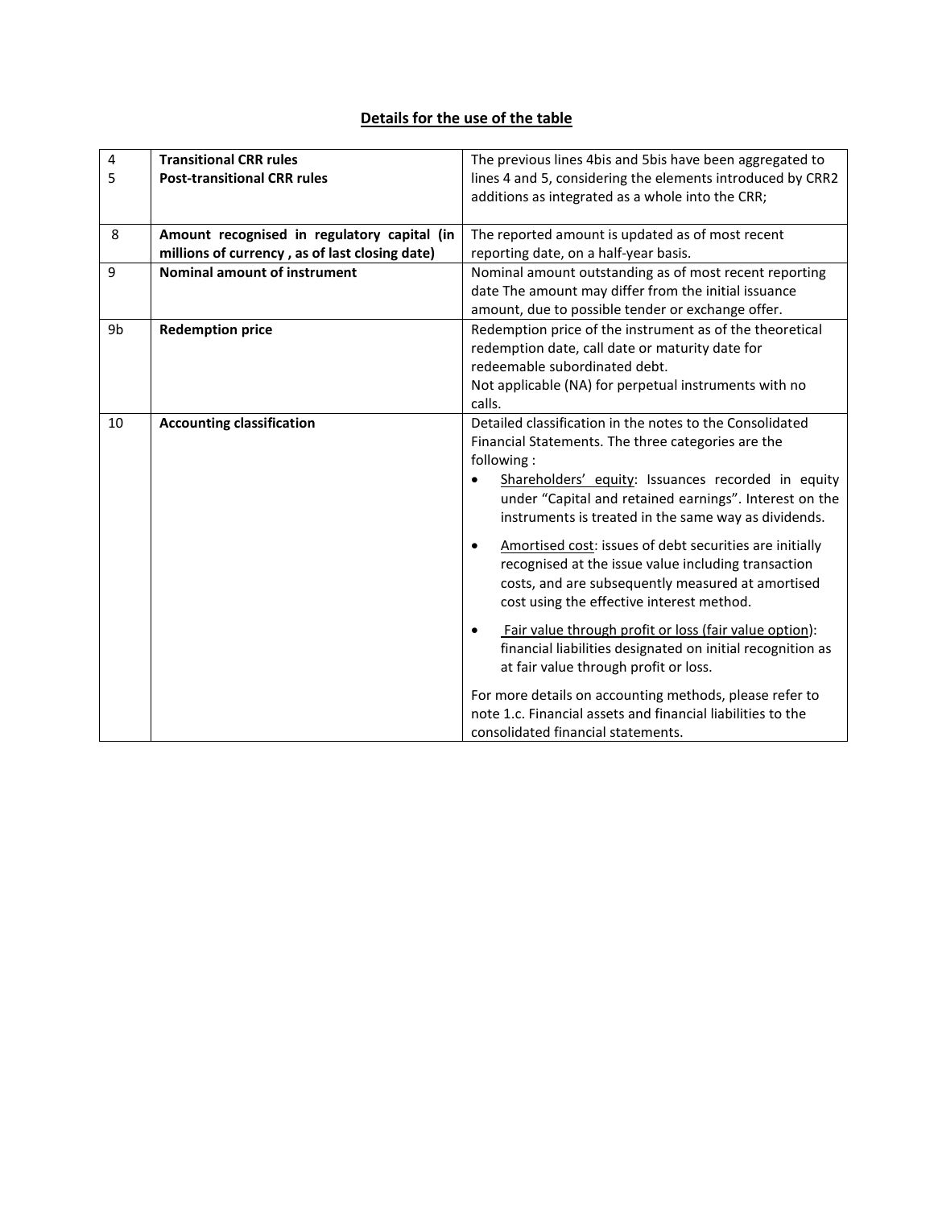## Details for the use of the table

| | | |
|---|---|---|
| 4<br>5 | **Transitional CRR rules**<br>**Post-transitional CRR rules** | The previous lines 4bis and 5bis have been aggregated to lines 4 and 5, considering the elements introduced by CRR2 additions as integrated as a whole into the CRR; |
| 8 | **Amount recognised in regulatory capital (in millions of currency , as of last closing date)** | The reported amount is updated as of most recent reporting date, on a half-year basis. |
| 9 | **Nominal amount of instrument** | Nominal amount outstanding as of most recent reporting date The amount may differ from the initial issuance amount, due to possible tender or exchange offer. |
| 9b | **Redemption price** | Redemption price of the instrument as of the theoretical redemption date, call date or maturity date for redeemable subordinated debt.<br>Not applicable (NA) for perpetual instruments with no calls. |
| 10 | **Accounting classification** | Detailed classification in the notes to the Consolidated Financial Statements. The three categories are the following :<br>• Shareholders' equity: Issuances recorded in equity under "Capital and retained earnings". Interest on the instruments is treated in the same way as dividends.<br>• Amortised cost: issues of debt securities are initially recognised at the issue value including transaction costs, and are subsequently measured at amortised cost using the effective interest method.<br>• Fair value through profit or loss (fair value option): financial liabilities designated on initial recognition as at fair value through profit or loss.<br>For more details on accounting methods, please refer to note 1.c. Financial assets and financial liabilities to the consolidated financial statements. |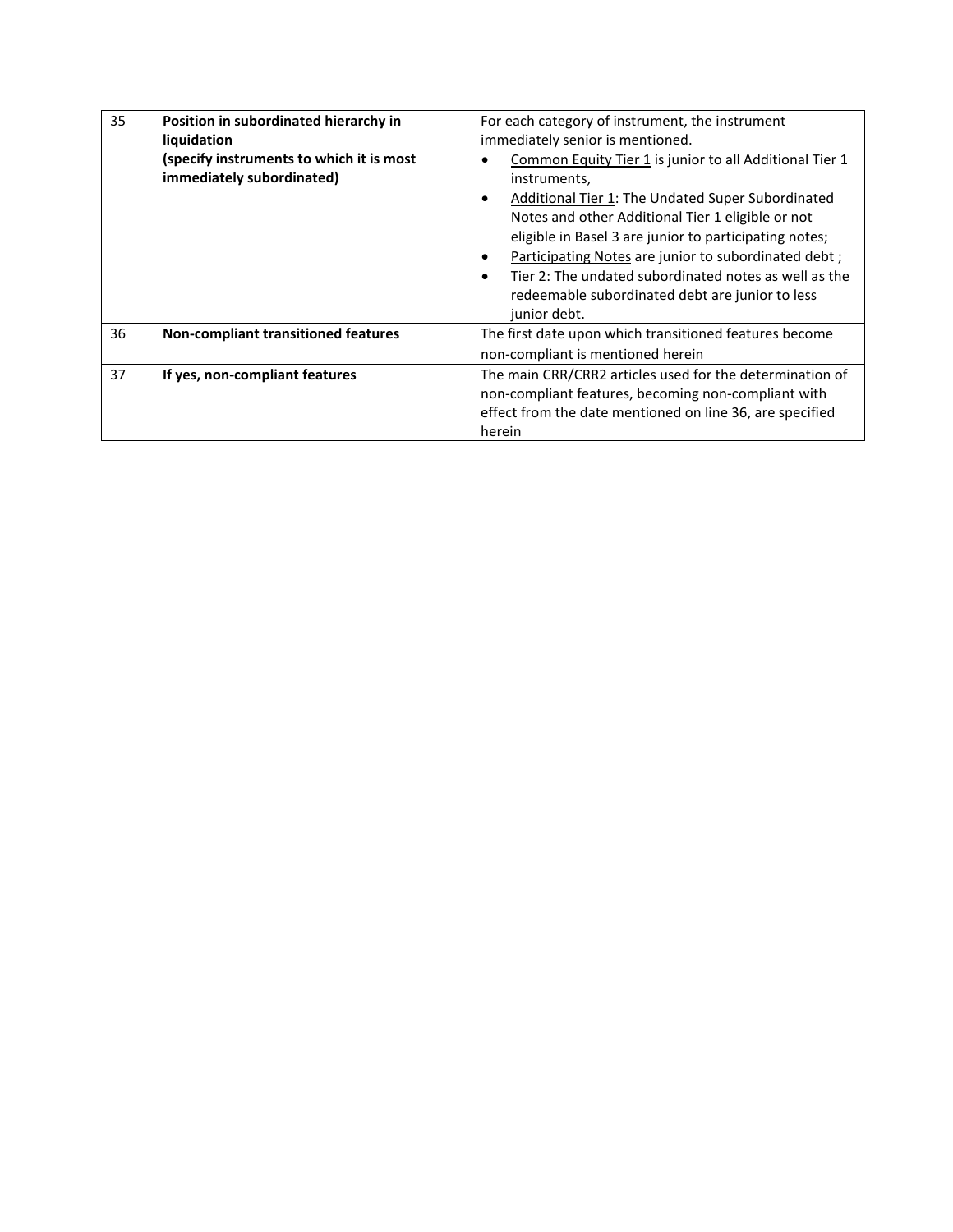| 35 | **Position in subordinated hierarchy in liquidation (specify instruments to which it is most immediately subordinated)** | For each category of instrument, the instrument immediately senior is mentioned.<br>• Common Equity Tier 1 is junior to all Additional Tier 1 instruments,<br>• Additional Tier 1: The Undated Super Subordinated Notes and other Additional Tier 1 eligible or not eligible in Basel 3 are junior to participating notes;<br>• Participating Notes are junior to subordinated debt ;<br>• Tier 2: The undated subordinated notes as well as the redeemable subordinated debt are junior to less junior debt. |
|---|---|---|
| 36 | **Non-compliant transitioned features** | The first date upon which transitioned features become non-compliant is mentioned herein |
| 37 | **If yes, non-compliant features** | The main CRR/CRR2 articles used for the determination of non-compliant features, becoming non-compliant with effect from the date mentioned on line 36, are specified herein |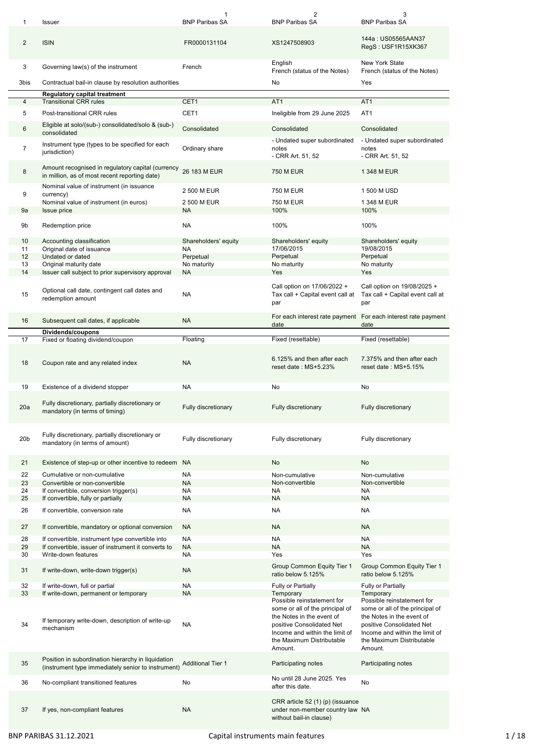| | | 1 | 2 | 3 |
|---|---|---|---|---|
| 1 | Issuer | BNP Paribas SA | BNP Paribas SA | BNP Paribas SA |
| 2 | ISIN | FR0000131104 | XS1247508903 | 144a : US05565AAN37<br>RegS : USF1R15XK367 |
| 3 | Governing law(s) of the instrument | French | English<br>French (status of the Notes) | New York State<br>French (status of the Notes) |
| 3bis | Contractual bail-in clause by resolution authorities | | No | Yes |
| | **Regulatory capital treatment** | | | |
| 4 | Transitional CRR rules | CET1 | AT1 | AT1 |
| 5 | Post-transitional CRR rules | CET1 | Ineligible from 29 June 2025 | AT1 |
| 6 | Eligible at solo/(sub-) consolidated/solo & (sub-) consolidated | Consolidated | Consolidated | Consolidated |
| 7 | Instrument type (types to be specified for each jurisdiction) | Ordinary share | - Undated super subordinated notes<br>- CRR Art. 51, 52 | - Undated super subordinated notes<br>- CRR Art. 51, 52 |
| 8 | Amount recognised in regulatory capital (currency in million, as of most recent reporting date) | 26 183 M EUR | 750 M EUR | 1 348 M EUR |
| 9 | Nominal value of instrument (in issuance currency) | 2 500 M EUR | 750 M EUR | 1 500 M USD |
| | Nominal value of instrument (in euros) | 2 500 M EUR | 750 M EUR | 1 348 M EUR |
| 9a | Issue price | NA | 100% | 100% |
| 9b | Redemption price | NA | 100% | 100% |
| 10 | Accounting classification | Shareholders' equity | Shareholders' equity | Shareholders' equity |
| 11 | Original date of issuance | NA | 17/06/2015 | 19/08/2015 |
| 12 | Undated or dated | Perpetual | Perpetual | Perpetual |
| 13 | Original maturity date | No maturity | No maturity | No maturity |
| 14 | Issuer call subject to prior supervisory approval | NA | Yes | Yes |
| 15 | Optional call date, contingent call dates and redemption amount | NA | Call option on 17/06/2022 + Tax call + Capital event call at par | Call option on 19/08/2025 + Tax call + Capital event call at par |
| 16 | Subsequent call dates, if applicable | NA | For each interest rate payment date | For each interest rate payment date |
| | **Dividends/coupons** | | | |
| 17 | Fixed or floating dividend/coupon | Floating | Fixed (resettable) | Fixed (resettable) |
| 18 | Coupon rate and any related index | NA | 6.125% and then after each reset date : MS+5.23% | 7.375% and then after each reset date : MS+5.15% |
| 19 | Existence of a dividend stopper | NA | No | No |
| 20a | Fully discretionary, partially discretionary or mandatory (in terms of timing) | Fully discretionary | Fully discretionary | Fully discretionary |
| 20b | Fully discretionary, partially discretionary or mandatory (in terms of amount) | Fully discretionary | Fully discretionary | Fully discretionary |
| 21 | Existence of step-up or other incentive to redeem | NA | No | No |
| 22 | Cumulative or non-cumulative | NA | Non-cumulative | Non-cumulative |
| 23 | Convertible or non-convertible | NA | Non-convertible | Non-convertible |
| 24 | If convertible, conversion trigger(s) | NA | NA | NA |
| 25 | If convertible, fully or partially | NA | NA | NA |
| 26 | If convertible, conversion rate | NA | NA | NA |
| 27 | If convertible, mandatory or optional conversion | NA | NA | NA |
| 28 | If convertible, instrument type convertible into | NA | NA | NA |
| 29 | If convertible, issuer of instrument it converts to | NA | NA | NA |
| 30 | Write-down features | NA | Yes | Yes |
| 31 | If write-down, write-down trigger(s) | NA | Group Common Equity Tier 1 ratio below 5.125% | Group Common Equity Tier 1 ratio below 5.125% |
| 32 | If write-down, full or partial | NA | Fully or Partially | Fully or Partially |
| 33 | If write-down, permanent or temporary | NA | Temporary | Temporary |
| 34 | If temporary write-down, description of write-up mechanism | NA | Possible reinstatement for some or all of the principal of the Notes in the event of positive Consolidated Net Income and within the limit of the Maximum Distributable Amount. | Possible reinstatement for some or all of the principal of the Notes in the event of positive Consolidated Net Income and within the limit of the Maximum Distributable Amount. |
| 35 | Position in subordination hierarchy in liquidation (instrument type immediately senior to instrument) | Additional Tier 1 | Participating notes | Participating notes |
| 36 | No-compliant transitioned features | No | No until 28 June 2025. Yes after this date. | No |
| 37 | If yes, non-compliant features | NA | CRR article 52 (1) (p) (issuance under non-member country law without bail-in clause) | NA |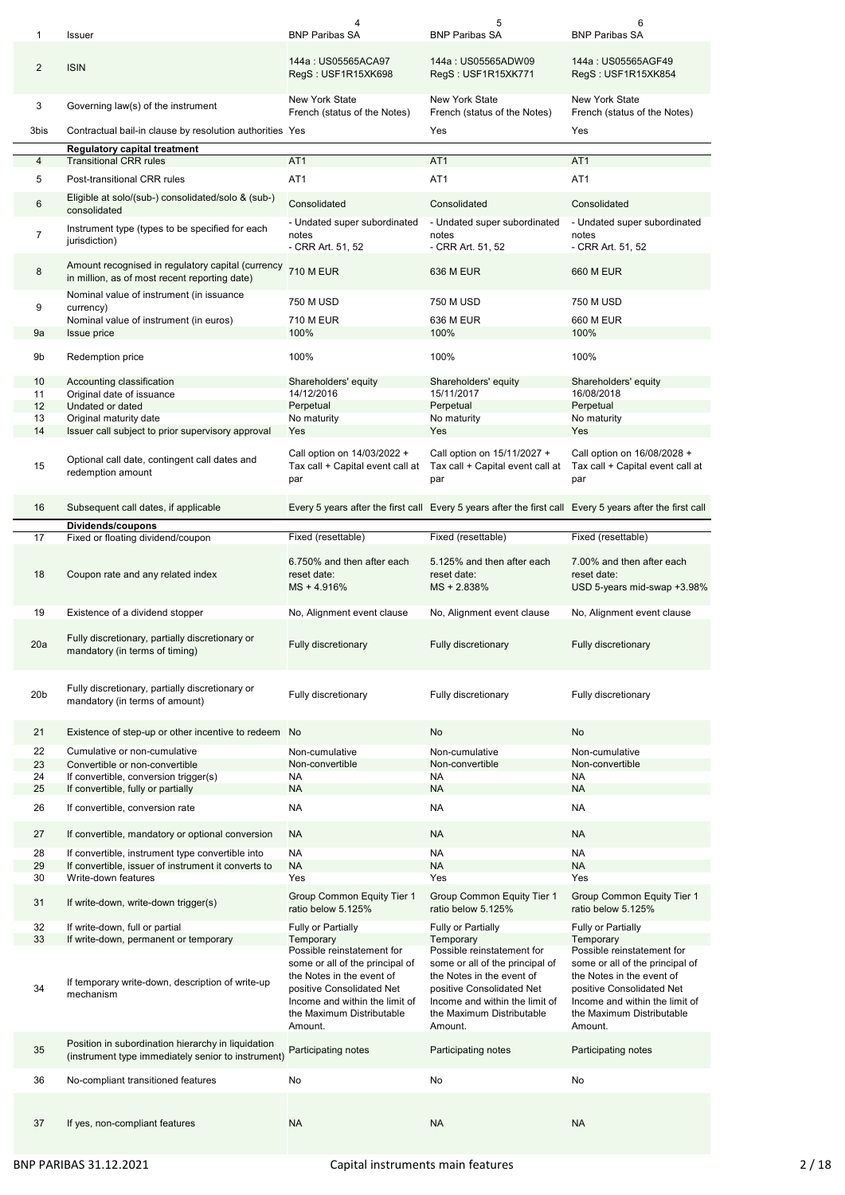| 1 | Issuer | 4<br>BNP Paribas SA | 5<br>BNP Paribas SA | 6<br>BNP Paribas SA |
|---|---|---|---|---|
| 2 | ISIN | 144a : US05565ACA97<br>RegS : USF1R15XK698 | 144a : US05565ADW09<br>RegS : USF1R15XK771 | 144a : US05565AGF49<br>RegS : USF1R15XK854 |
| 3 | Governing law(s) of the instrument | New York State<br>French (status of the Notes) | New York State<br>French (status of the Notes) | New York State<br>French (status of the Notes) |
| 3bis | Contractual bail-in clause by resolution authorities | Yes | Yes | Yes |
| | **Regulatory capital treatment** | | | |
| 4 | Transitional CRR rules | AT1 | AT1 | AT1 |
| 5 | Post-transitional CRR rules | AT1 | AT1 | AT1 |
| 6 | Eligible at solo/(sub-) consolidated/solo & (sub-) consolidated | Consolidated | Consolidated | Consolidated |
| 7 | Instrument type (types to be specified for each jurisdiction) | - Undated super subordinated notes<br>- CRR Art. 51, 52 | - Undated super subordinated notes<br>- CRR Art. 51, 52 | - Undated super subordinated notes<br>- CRR Art. 51, 52 |
| 8 | Amount recognised in regulatory capital (currency in million, as of most recent reporting date) | 710 M EUR | 636 M EUR | 660 M EUR |
| 9 | Nominal value of instrument (in issuance currency) | 750 M USD | 750 M USD | 750 M USD |
| | Nominal value of instrument (in euros) | 710 M EUR | 636 M EUR | 660 M EUR |
| 9a | Issue price | 100% | 100% | 100% |
| 9b | Redemption price | 100% | 100% | 100% |
| 10 | Accounting classification | Shareholders' equity | Shareholders' equity | Shareholders' equity |
| 11 | Original date of issuance | 14/12/2016 | 15/11/2017 | 16/08/2018 |
| 12 | Undated or dated | Perpetual | Perpetual | Perpetual |
| 13 | Original maturity date | No maturity | No maturity | No maturity |
| 14 | Issuer call subject to prior supervisory approval | Yes | Yes | Yes |
| 15 | Optional call date, contingent call dates and redemption amount | Call option on 14/03/2022 + Tax call + Capital event call at par | Call option on 15/11/2027 + Tax call + Capital event call at par | Call option on 16/08/2028 + Tax call + Capital event call at par |
| 16 | Subsequent call dates, if applicable | Every 5 years after the first call | Every 5 years after the first call | Every 5 years after the first call |
| | **Dividends/coupons** | | | |
| 17 | Fixed or floating dividend/coupon | Fixed (resettable) | Fixed (resettable) | Fixed (resettable) |
| 18 | Coupon rate and any related index | 6.750% and then after each reset date:<br>MS + 4.916% | 5.125% and then after each reset date:<br>MS + 2.838% | 7.00% and then after each reset date:<br>USD 5-years mid-swap +3.98% |
| 19 | Existence of a dividend stopper | No, Alignment event clause | No, Alignment event clause | No, Alignment event clause |
| 20a | Fully discretionary, partially discretionary or mandatory (in terms of timing) | Fully discretionary | Fully discretionary | Fully discretionary |
| 20b | Fully discretionary, partially discretionary or mandatory (in terms of amount) | Fully discretionary | Fully discretionary | Fully discretionary |
| 21 | Existence of step-up or other incentive to redeem | No | No | No |
| 22 | Cumulative or non-cumulative | Non-cumulative | Non-cumulative | Non-cumulative |
| 23 | Convertible or non-convertible | Non-convertible | Non-convertible | Non-convertible |
| 24 | If convertible, conversion trigger(s) | NA | NA | NA |
| 25 | If convertible, fully or partially | NA | NA | NA |
| 26 | If convertible, conversion rate | NA | NA | NA |
| 27 | If convertible, mandatory or optional conversion | NA | NA | NA |
| 28 | If convertible, instrument type convertible into | NA | NA | NA |
| 29 | If convertible, issuer of instrument it converts to | NA | NA | NA |
| 30 | Write-down features | Yes | Yes | Yes |
| 31 | If write-down, write-down trigger(s) | Group Common Equity Tier 1 ratio below 5.125% | Group Common Equity Tier 1 ratio below 5.125% | Group Common Equity Tier 1 ratio below 5.125% |
| 32 | If write-down, full or partial | Fully or Partially | Fully or Partially | Fully or Partially |
| 33 | If write-down, permanent or temporary | Temporary | Temporary | Temporary |
| 34 | If temporary write-down, description of write-up mechanism | Possible reinstatement for some or all of the principal of the Notes in the event of positive Consolidated Net Income and within the limit of the Maximum Distributable Amount. | Possible reinstatement for some or all of the principal of the Notes in the event of positive Consolidated Net Income and within the limit of the Maximum Distributable Amount. | Possible reinstatement for some or all of the principal of the Notes in the event of positive Consolidated Net Income and within the limit of the Maximum Distributable Amount. |
| 35 | Position in subordination hierarchy in liquidation (instrument type immediately senior to instrument) | Participating notes | Participating notes | Participating notes |
| 36 | No-compliant transitioned features | No | No | No |
| 37 | If yes, non-compliant features | NA | NA | NA |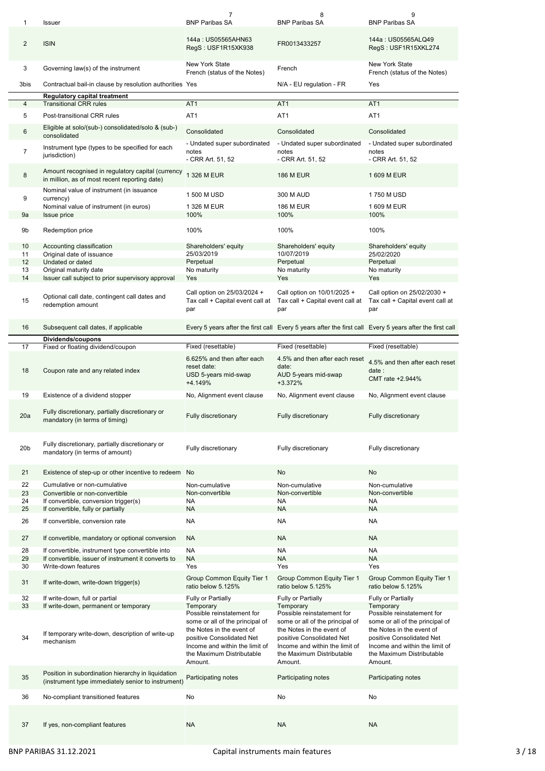| 1 | Issuer | 7<br>BNP Paribas SA | 8<br>BNP Paribas SA | 9<br>BNP Paribas SA |
|---|---|---|---|---|
| 2 | ISIN | 144a : US05565AHN63<br>RegS : USF1R15XK938 | FR0013433257 | 144a : US05565ALQ49<br>RegS : USF1R15XKL274 |
| 3 | Governing law(s) of the instrument | New York State<br>French (status of the Notes) | French | New York State<br>French (status of the Notes) |
| 3bis | Contractual bail-in clause by resolution authorities | Yes | N/A - EU regulation - FR | Yes |
| | **Regulatory capital treatment** | | | |
| 4 | Transitional CRR rules | AT1 | AT1 | AT1 |
| 5 | Post-transitional CRR rules | AT1 | AT1 | AT1 |
| 6 | Eligible at solo/(sub-) consolidated/solo & (sub-) consolidated | Consolidated | Consolidated | Consolidated |
| 7 | Instrument type (types to be specified for each jurisdiction) | - Undated super subordinated notes<br>- CRR Art. 51, 52 | - Undated super subordinated notes<br>- CRR Art. 51, 52 | - Undated super subordinated notes<br>- CRR Art. 51, 52 |
| 8 | Amount recognised in regulatory capital (currency in million, as of most recent reporting date) | 1 326 M EUR | 186 M EUR | 1 609 M EUR |
| 9 | Nominal value of instrument (in issuance currency) | 1 500 M USD | 300 M AUD | 1 750 M USD |
| | Nominal value of instrument (in euros) | 1 326 M EUR | 186 M EUR | 1 609 M EUR |
| 9a | Issue price | 100% | 100% | 100% |
| 9b | Redemption price | 100% | 100% | 100% |
| 10 | Accounting classification | Shareholders' equity | Shareholders' equity | Shareholders' equity |
| 11 | Original date of issuance | 25/03/2019 | 10/07/2019 | 25/02/2020 |
| 12 | Undated or dated | Perpetual | Perpetual | Perpetual |
| 13 | Original maturity date | No maturity | No maturity | No maturity |
| 14 | Issuer call subject to prior supervisory approval | Yes | Yes | Yes |
| 15 | Optional call date, contingent call dates and redemption amount | Call option on 25/03/2024 + Tax call + Capital event call at par | Call option on 10/01/2025 + Tax call + Capital event call at par | Call option on 25/02/2030 + Tax call + Capital event call at par |
| 16 | Subsequent call dates, if applicable | Every 5 years after the first call | Every 5 years after the first call | Every 5 years after the first call |
| | **Dividends/coupons** | | | |
| 17 | Fixed or floating dividend/coupon | Fixed (resettable) | Fixed (resettable) | Fixed (resettable) |
| 18 | Coupon rate and any related index | 6.625% and then after each reset date:<br>USD 5-years mid-swap +4.149% | 4.5% and then after each reset date:<br>AUD 5-years mid-swap +3.372% | 4.5% and then after each reset date :<br>CMT rate +2.944% |
| 19 | Existence of a dividend stopper | No, Alignment event clause | No, Alignment event clause | No, Alignment event clause |
| 20a | Fully discretionary, partially discretionary or mandatory (in terms of timing) | Fully discretionary | Fully discretionary | Fully discretionary |
| 20b | Fully discretionary, partially discretionary or mandatory (in terms of amount) | Fully discretionary | Fully discretionary | Fully discretionary |
| 21 | Existence of step-up or other incentive to redeem | No | No | No |
| 22 | Cumulative or non-cumulative | Non-cumulative | Non-cumulative | Non-cumulative |
| 23 | Convertible or non-convertible | Non-convertible | Non-convertible | Non-convertible |
| 24 | If convertible, conversion trigger(s) | NA | NA | NA |
| 25 | If convertible, fully or partially | NA | NA | NA |
| 26 | If convertible, conversion rate | NA | NA | NA |
| 27 | If convertible, mandatory or optional conversion | NA | NA | NA |
| 28 | If convertible, instrument type convertible into | NA | NA | NA |
| 29 | If convertible, issuer of instrument it converts to | NA | NA | NA |
| 30 | Write-down features | Yes | Yes | Yes |
| 31 | If write-down, write-down trigger(s) | Group Common Equity Tier 1 ratio below 5.125% | Group Common Equity Tier 1 ratio below 5.125% | Group Common Equity Tier 1 ratio below 5.125% |
| 32 | If write-down, full or partial | Fully or Partially | Fully or Partially | Fully or Partially |
| 33 | If write-down, permanent or temporary | Temporary | Temporary | Temporary |
| 34 | If temporary write-down, description of write-up mechanism | Possible reinstatement for some or all of the principal of the Notes in the event of positive Consolidated Net Income and within the limit of the Maximum Distributable Amount. | Possible reinstatement for some or all of the principal of the Notes in the event of positive Consolidated Net Income and within the limit of the Maximum Distributable Amount. | Possible reinstatement for some or all of the principal of the Notes in the event of positive Consolidated Net Income and within the limit of the Maximum Distributable Amount. |
| 35 | Position in subordination hierarchy in liquidation (instrument type immediately senior to instrument) | Participating notes | Participating notes | Participating notes |
| 36 | No-compliant transitioned features | No | No | No |
| 37 | If yes, non-compliant features | NA | NA | NA |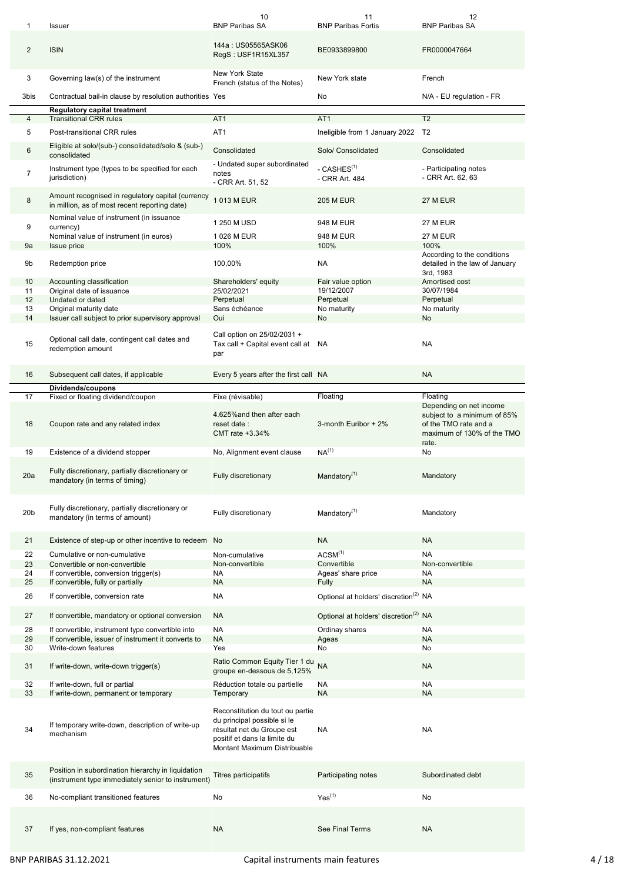| 1 | Issuer | 10<br>BNP Paribas SA | 11<br>BNP Paribas Fortis | 12<br>BNP Paribas SA |
|---|---|---|---|---|
| 2 | ISIN | 144a : US05565ASK06<br>RegS : USF1R15XL357 | BE0933899800 | FR0000047664 |
| 3 | Governing law(s) of the instrument | New York State<br>French (status of the Notes) | New York state | French |
| 3bis | Contractual bail-in clause by resolution authorities | Yes | No | N/A - EU regulation - FR |
| | **Regulatory capital treatment** | | | |
| 4 | Transitional CRR rules | AT1 | AT1 | T2 |
| 5 | Post-transitional CRR rules | AT1 | Ineligible from 1 January 2022 | T2 |
| 6 | Eligible at solo/(sub-) consolidated/solo & (sub-) consolidated | Consolidated | Solo/ Consolidated | Consolidated |
| 7 | Instrument type (types to be specified for each jurisdiction) | - Undated super subordinated notes<br>- CRR Art. 51, 52 | - CASHES[1]<br>- CRR Art. 484 | - Participating notes<br>- CRR Art. 62, 63 |
| 8 | Amount recognised in regulatory capital (currency in million, as of most recent reporting date) | 1 013 M EUR | 205 M EUR | 27 M EUR |
| 9 | Nominal value of instrument (in issuance currency) | 1 250 M USD | 948 M EUR | 27 M EUR |
| | Nominal value of instrument (in euros) | 1 026 M EUR | 948 M EUR | 27 M EUR |
| 9a | Issue price | 100% | 100% | 100% |
| 9b | Redemption price | 100,00% | NA | According to the conditions detailed in the law of January 3rd, 1983 |
| 10 | Accounting classification | Shareholders' equity | Fair value option | Amortised cost |
| 11 | Original date of issuance | 25/02/2021 | 19/12/2007 | 30/07/1984 |
| 12 | Undated or dated | Perpetual | Perpetual | Perpetual |
| 13 | Original maturity date | Sans échéance | No maturity | No maturity |
| 14 | Issuer call subject to prior supervisory approval | Oui | No | No |
| 15 | Optional call date, contingent call dates and redemption amount | Call option on 25/02/2031 + Tax call + Capital event call at par | NA | NA |
| 16 | Subsequent call dates, if applicable | Every 5 years after the first call | NA | NA |
| | **Dividends/coupons** | | | |
| 17 | Fixed or floating dividend/coupon | Fixe (révisable) | Floating | Floating |
| 18 | Coupon rate and any related index | 4.625%and then after each reset date :<br>CMT rate +3.34% | 3-month Euribor + 2% | Depending on net income subject to a minimum of 85% of the TMO rate and a maximum of 130% of the TMO rate. |
| 19 | Existence of a dividend stopper | No, Alignment event clause | NA[1] | No |
| 20a | Fully discretionary, partially discretionary or mandatory (in terms of timing) | Fully discretionary | Mandatory[1] | Mandatory |
| 20b | Fully discretionary, partially discretionary or mandatory (in terms of amount) | Fully discretionary | Mandatory[1] | Mandatory |
| 21 | Existence of step-up or other incentive to redeem | No | NA | NA |
| 22 | Cumulative or non-cumulative | Non-cumulative | ACSM[1] | NA |
| 23 | Convertible or non-convertible | Non-convertible | Convertible | Non-convertible |
| 24 | If convertible, conversion trigger(s) | NA | Ageas' share price | NA |
| 25 | If convertible, fully or partially | NA | Fully | NA |
| 26 | If convertible, conversion rate | NA | Optional at holders' discretion[2] | NA |
| 27 | If convertible, mandatory or optional conversion | NA | Optional at holders' discretion[2] | NA |
| 28 | If convertible, instrument type convertible into | NA | Ordinay shares | NA |
| 29 | If convertible, issuer of instrument it converts to | NA | Ageas | NA |
| 30 | Write-down features | Yes | No | No |
| 31 | If write-down, write-down trigger(s) | Ratio Common Equity Tier 1 du groupe en-dessous de 5,125% | NA | NA |
| 32 | If write-down, full or partial | Réduction totale ou partielle | NA | NA |
| 33 | If write-down, permanent or temporary | Temporary | NA | NA |
| 34 | If temporary write-down, description of write-up mechanism | Reconstitution du tout ou partie du principal possible si le résultat net du Groupe est positif et dans la limite du Montant Maximum Distribuable | NA | NA |
| 35 | Position in subordination hierarchy in liquidation (instrument type immediately senior to instrument) | Titres participatifs | Participating notes | Subordinated debt |
| 36 | No-compliant transitioned features | No | Yes[1] | No |
| 37 | If yes, non-compliant features | NA | See Final Terms | NA |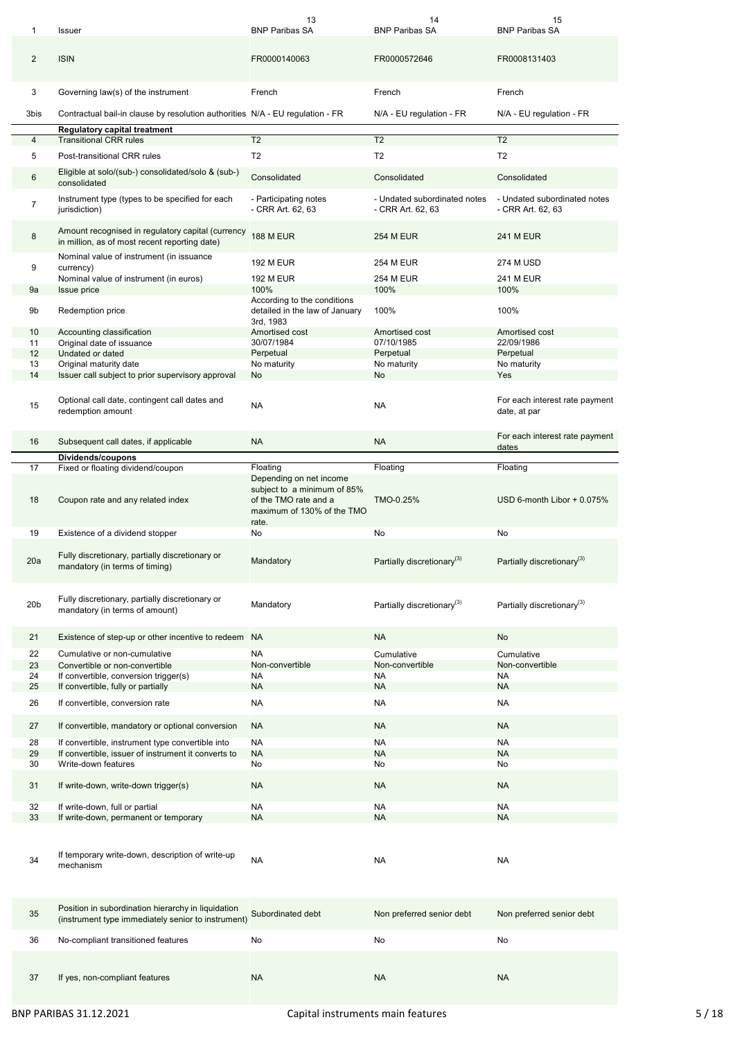| 1 | Issuer | 13<br>BNP Paribas SA | 14<br>BNP Paribas SA | 15<br>BNP Paribas SA |
|---|---|---|---|---|
| 2 | ISIN | FR0000140063 | FR0000572646 | FR0008131403 |
| 3 | Governing law(s) of the instrument | French | French | French |
| 3bis | Contractual bail-in clause by resolution authorities | N/A - EU regulation - FR | N/A - EU regulation - FR | N/A - EU regulation - FR |
| | **Regulatory capital treatment** | | | |
| 4 | Transitional CRR rules | T2 | T2 | T2 |
| 5 | Post-transitional CRR rules | T2 | T2 | T2 |
| 6 | Eligible at solo/(sub-) consolidated/solo & (sub-) consolidated | Consolidated | Consolidated | Consolidated |
| 7 | Instrument type (types to be specified for each jurisdiction) | - Participating notes<br>- CRR Art. 62, 63 | - Undated subordinated notes<br>- CRR Art. 62, 63 | - Undated subordinated notes<br>- CRR Art. 62, 63 |
| 8 | Amount recognised in regulatory capital (currency in million, as of most recent reporting date) | 188 M EUR | 254 M EUR | 241 M EUR |
| 9 | Nominal value of instrument (in issuance currency) | 192 M EUR | 254 M EUR | 274 M USD |
| | Nominal value of instrument (in euros) | 192 M EUR | 254 M EUR | 241 M EUR |
| 9a | Issue price | 100% | 100% | 100% |
| 9b | Redemption price | According to the conditions detailed in the law of January 3rd, 1983 | 100% | 100% |
| 10 | Accounting classification | Amortised cost | Amortised cost | Amortised cost |
| 11 | Original date of issuance | 30/07/1984 | 07/10/1985 | 22/09/1986 |
| 12 | Undated or dated | Perpetual | Perpetual | Perpetual |
| 13 | Original maturity date | No maturity | No maturity | No maturity |
| 14 | Issuer call subject to prior supervisory approval | No | No | Yes |
| 15 | Optional call date, contingent call dates and redemption amount | NA | NA | For each interest rate payment date, at par |
| 16 | Subsequent call dates, if applicable | NA | NA | For each interest rate payment dates |
| | **Dividends/coupons** | | | |
| 17 | Fixed or floating dividend/coupon | Floating | Floating | Floating |
| 18 | Coupon rate and any related index | Depending on net income subject to a minimum of 85% of the TMO rate and a maximum of 130% of the TMO rate. | TMO-0.25% | USD 6-month Libor + 0.075% |
| 19 | Existence of a dividend stopper | No | No | No |
| 20a | Fully discretionary, partially discretionary or mandatory (in terms of timing) | Mandatory | Partially discretionary(3) | Partially discretionary(3) |
| 20b | Fully discretionary, partially discretionary or mandatory (in terms of amount) | Mandatory | Partially discretionary(3) | Partially discretionary(3) |
| 21 | Existence of step-up or other incentive to redeem | NA | NA | No |
| 22 | Cumulative or non-cumulative | NA | Cumulative | Cumulative |
| 23 | Convertible or non-convertible | Non-convertible | Non-convertible | Non-convertible |
| 24 | If convertible, conversion trigger(s) | NA | NA | NA |
| 25 | If convertible, fully or partially | NA | NA | NA |
| 26 | If convertible, conversion rate | NA | NA | NA |
| 27 | If convertible, mandatory or optional conversion | NA | NA | NA |
| 28 | If convertible, instrument type convertible into | NA | NA | NA |
| 29 | If convertible, issuer of instrument it converts to | NA | NA | NA |
| 30 | Write-down features | No | No | No |
| 31 | If write-down, write-down trigger(s) | NA | NA | NA |
| 32 | If write-down, full or partial | NA | NA | NA |
| 33 | If write-down, permanent or temporary | NA | NA | NA |
| 34 | If temporary write-down, description of write-up mechanism | NA | NA | NA |
| 35 | Position in subordination hierarchy in liquidation (instrument type immediately senior to instrument) | Subordinated debt | Non preferred senior debt | Non preferred senior debt |
| 36 | No-compliant transitioned features | No | No | No |
| 37 | If yes, non-compliant features | NA | NA | NA |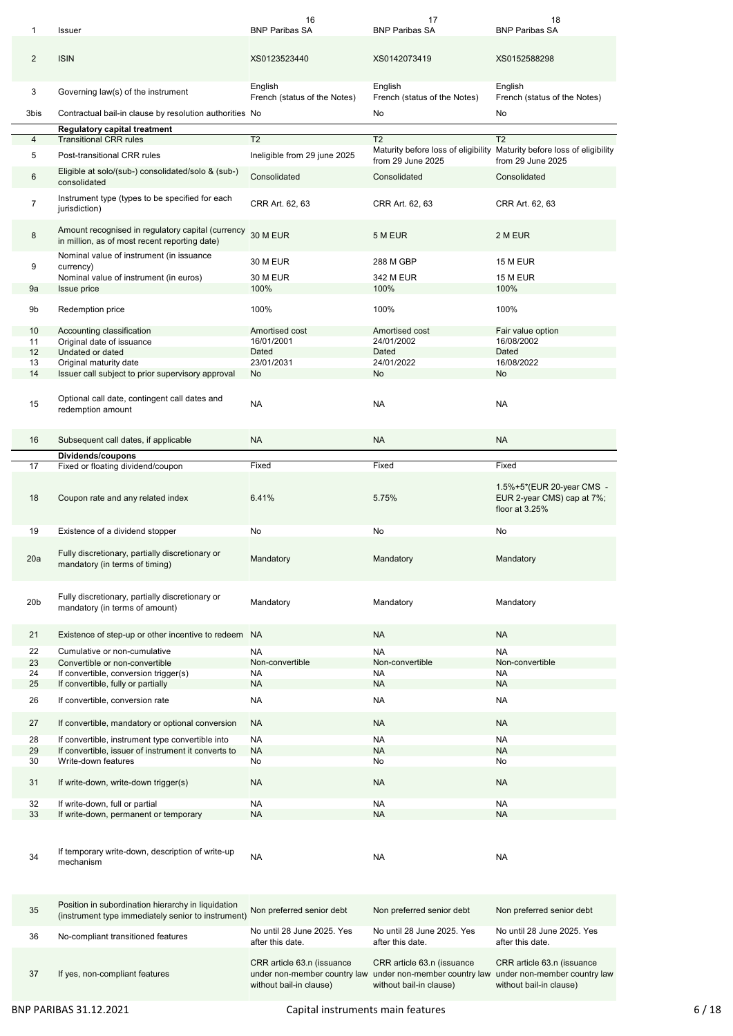| 1 | Issuer | 16 BNP Paribas SA | 17 BNP Paribas SA | 18 BNP Paribas SA |
|---|---|---|---|---|
| 2 | ISIN | XS0123523440 | XS0142073419 | XS0152588298 |
| 3 | Governing law(s) of the instrument | English French (status of the Notes) | English French (status of the Notes) | English French (status of the Notes) |
| 3bis | Contractual bail-in clause by resolution authorities | No | No | No |
| | **Regulatory capital treatment** | | | |
| 4 | Transitional CRR rules | T2 | T2 | T2 |
| 5 | Post-transitional CRR rules | Ineligible from 29 june 2025 | Maturity before loss of eligibility from 29 June 2025 | Maturity before loss of eligibility from 29 June 2025 |
| 6 | Eligible at solo/(sub-) consolidated/solo & (sub-) consolidated | Consolidated | Consolidated | Consolidated |
| 7 | Instrument type (types to be specified for each jurisdiction) | CRR Art. 62, 63 | CRR Art. 62, 63 | CRR Art. 62, 63 |
| 8 | Amount recognised in regulatory capital (currency in million, as of most recent reporting date) | 30 M EUR | 5 M EUR | 2 M EUR |
| 9 | Nominal value of instrument (in issuance currency) | 30 M EUR | 288 M GBP | 15 M EUR |
| | Nominal value of instrument (in euros) | 30 M EUR | 342 M EUR | 15 M EUR |
| 9a | Issue price | 100% | 100% | 100% |
| 9b | Redemption price | 100% | 100% | 100% |
| 10 | Accounting classification | Amortised cost | Amortised cost | Fair value option |
| 11 | Original date of issuance | 16/01/2001 | 24/01/2002 | 16/08/2002 |
| 12 | Undated or dated | Dated | Dated | Dated |
| 13 | Original maturity date | 23/01/2031 | 24/01/2022 | 16/08/2022 |
| 14 | Issuer call subject to prior supervisory approval | No | No | No |
| 15 | Optional call date, contingent call dates and redemption amount | NA | NA | NA |
| 16 | Subsequent call dates, if applicable | NA | NA | NA |
| | **Dividends/coupons** | | | |
| 17 | Fixed or floating dividend/coupon | Fixed | Fixed | Fixed |
| 18 | Coupon rate and any related index | 6.41% | 5.75% | 1.5%+5*(EUR 20-year CMS - EUR 2-year CMS) cap at 7%; floor at 3.25% |
| 19 | Existence of a dividend stopper | No | No | No |
| 20a | Fully discretionary, partially discretionary or mandatory (in terms of timing) | Mandatory | Mandatory | Mandatory |
| 20b | Fully discretionary, partially discretionary or mandatory (in terms of amount) | Mandatory | Mandatory | Mandatory |
| 21 | Existence of step-up or other incentive to redeem | NA | NA | NA |
| 22 | Cumulative or non-cumulative | NA | NA | NA |
| 23 | Convertible or non-convertible | Non-convertible | Non-convertible | Non-convertible |
| 24 | If convertible, conversion trigger(s) | NA | NA | NA |
| 25 | If convertible, fully or partially | NA | NA | NA |
| 26 | If convertible, conversion rate | NA | NA | NA |
| 27 | If convertible, mandatory or optional conversion | NA | NA | NA |
| 28 | If convertible, instrument type convertible into | NA | NA | NA |
| 29 | If convertible, issuer of instrument it converts to | NA | NA | NA |
| 30 | Write-down features | No | No | No |
| 31 | If write-down, write-down trigger(s) | NA | NA | NA |
| 32 | If write-down, full or partial | NA | NA | NA |
| 33 | If write-down, permanent or temporary | NA | NA | NA |
| 34 | If temporary write-down, description of write-up mechanism | NA | NA | NA |
| 35 | Position in subordination hierarchy in liquidation (instrument type immediately senior to instrument) | Non preferred senior debt | Non preferred senior debt | Non preferred senior debt |
| 36 | No-compliant transitioned features | No until 28 June 2025. Yes after this date. | No until 28 June 2025. Yes after this date. | No until 28 June 2025. Yes after this date. |
| 37 | If yes, non-compliant features | CRR article 63.n (issuance under non-member country law without bail-in clause) | CRR article 63.n (issuance under non-member country law without bail-in clause) | CRR article 63.n (issuance under non-member country law without bail-in clause) |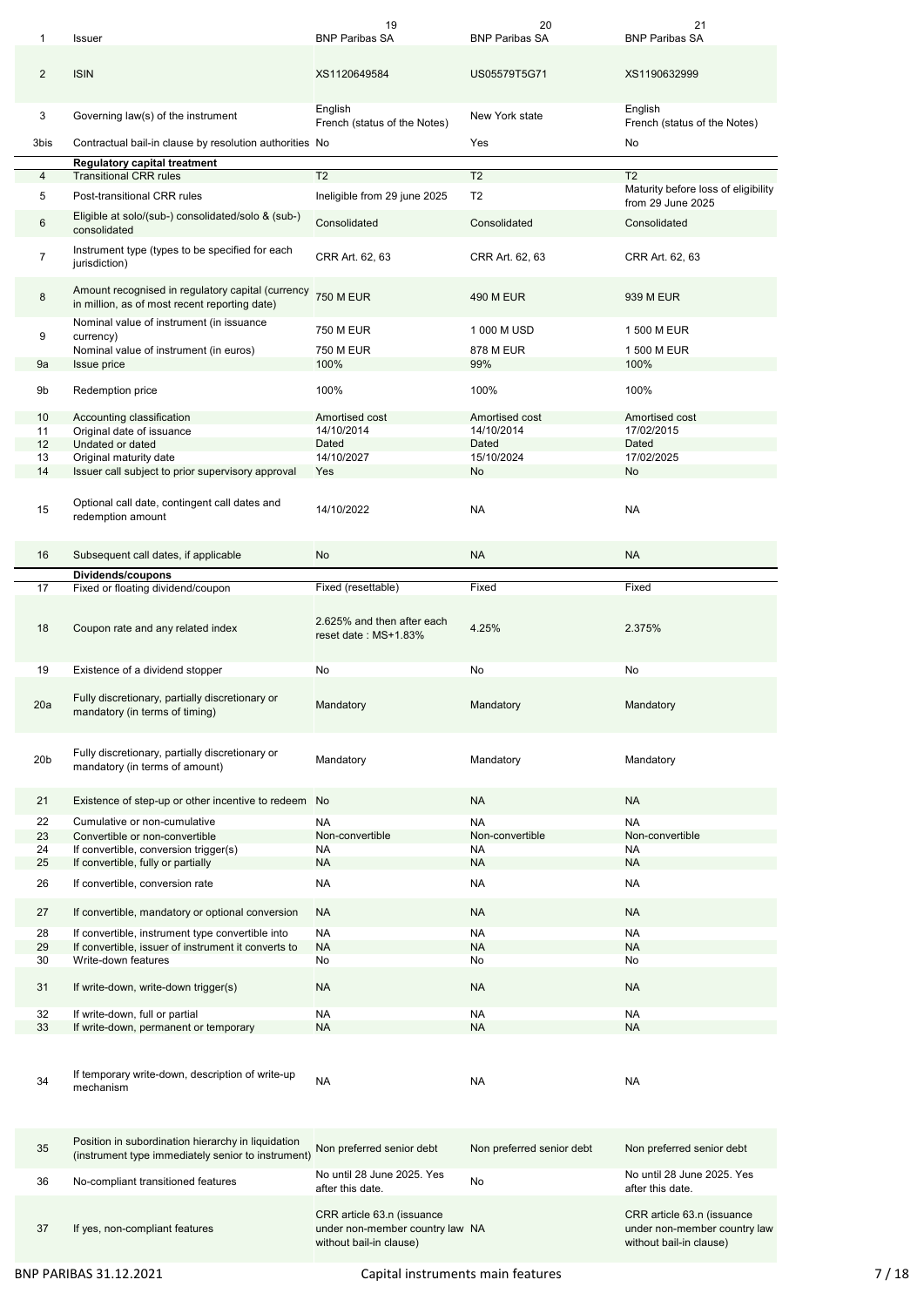| | | 19 | 20 | 21 |
|---|---|---|---|---|
| 1 | Issuer | BNP Paribas SA | BNP Paribas SA | BNP Paribas SA |
| 2 | ISIN | XS1120649584 | US05579T5G71 | XS1190632999 |
| 3 | Governing law(s) of the instrument | English French (status of the Notes) | New York state | English French (status of the Notes) |
| 3bis | Contractual bail-in clause by resolution authorities | No | Yes | No |
| | **Regulatory capital treatment** | | | |
| 4 | Transitional CRR rules | T2 | T2 | T2 |
| 5 | Post-transitional CRR rules | Ineligible from 29 june 2025 | T2 | Maturity before loss of eligibility from 29 June 2025 |
| 6 | Eligible at solo/(sub-) consolidated/solo & (sub-) consolidated | Consolidated | Consolidated | Consolidated |
| 7 | Instrument type (types to be specified for each jurisdiction) | CRR Art. 62, 63 | CRR Art. 62, 63 | CRR Art. 62, 63 |
| 8 | Amount recognised in regulatory capital (currency in million, as of most recent reporting date) | 750 M EUR | 490 M EUR | 939 M EUR |
| 9 | Nominal value of instrument (in issuance currency) | 750 M EUR | 1 000 M USD | 1 500 M EUR |
| | Nominal value of instrument (in euros) | 750 M EUR | 878 M EUR | 1 500 M EUR |
| 9a | Issue price | 100% | 99% | 100% |
| 9b | Redemption price | 100% | 100% | 100% |
| 10 | Accounting classification | Amortised cost | Amortised cost | Amortised cost |
| 11 | Original date of issuance | 14/10/2014 | 14/10/2014 | 17/02/2015 |
| 12 | Undated or dated | Dated | Dated | Dated |
| 13 | Original maturity date | 14/10/2027 | 15/10/2024 | 17/02/2025 |
| 14 | Issuer call subject to prior supervisory approval | Yes | No | No |
| 15 | Optional call date, contingent call dates and redemption amount | 14/10/2022 | NA | NA |
| 16 | Subsequent call dates, if applicable | No | NA | NA |
| | **Dividends/coupons** | | | |
| 17 | Fixed or floating dividend/coupon | Fixed (resettable) | Fixed | Fixed |
| 18 | Coupon rate and any related index | 2.625% and then after each reset date : MS+1.83% | 4.25% | 2.375% |
| 19 | Existence of a dividend stopper | No | No | No |
| 20a | Fully discretionary, partially discretionary or mandatory (in terms of timing) | Mandatory | Mandatory | Mandatory |
| 20b | Fully discretionary, partially discretionary or mandatory (in terms of amount) | Mandatory | Mandatory | Mandatory |
| 21 | Existence of step-up or other incentive to redeem | No | NA | NA |
| 22 | Cumulative or non-cumulative | NA | NA | NA |
| 23 | Convertible or non-convertible | Non-convertible | Non-convertible | Non-convertible |
| 24 | If convertible, conversion trigger(s) | NA | NA | NA |
| 25 | If convertible, fully or partially | NA | NA | NA |
| 26 | If convertible, conversion rate | NA | NA | NA |
| 27 | If convertible, mandatory or optional conversion | NA | NA | NA |
| 28 | If convertible, instrument type convertible into | NA | NA | NA |
| 29 | If convertible, issuer of instrument it converts to | NA | NA | NA |
| 30 | Write-down features | No | No | No |
| 31 | If write-down, write-down trigger(s) | NA | NA | NA |
| 32 | If write-down, full or partial | NA | NA | NA |
| 33 | If write-down, permanent or temporary | NA | NA | NA |
| 34 | If temporary write-down, description of write-up mechanism | NA | NA | NA |
| 35 | Position in subordination hierarchy in liquidation (instrument type immediately senior to instrument) | Non preferred senior debt | Non preferred senior debt | Non preferred senior debt |
| 36 | No-compliant transitioned features | No until 28 June 2025. Yes after this date. | No | No until 28 June 2025. Yes after this date. |
| 37 | If yes, non-compliant features | CRR article 63.n (issuance under non-member country law without bail-in clause) | NA | CRR article 63.n (issuance under non-member country law without bail-in clause) |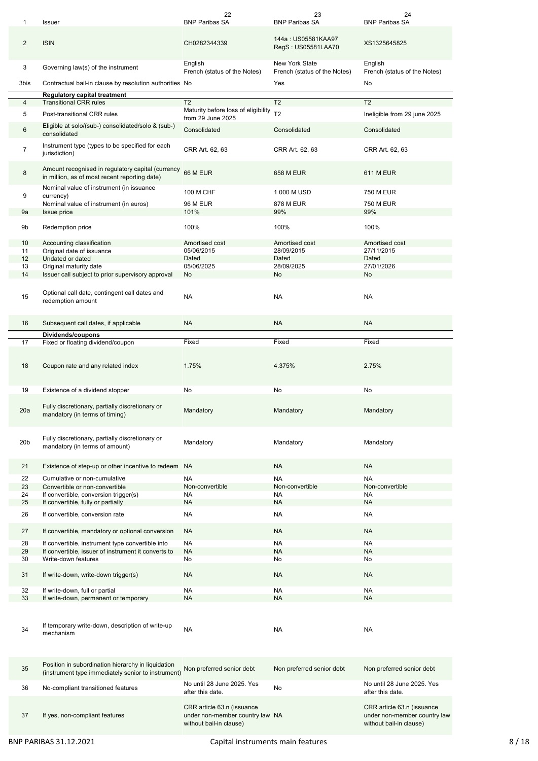| 1 | Issuer | BNP Paribas SA | BNP Paribas SA | BNP Paribas SA |
|---|---|---|---|---|
| | | 22 | 23 | 24 |
| 2 | ISIN | CH0282344339 | 144a : US05581KAA97<br>RegS : US05581LAA70 | XS1325645825 |
| 3 | Governing law(s) of the instrument | English<br>French (status of the Notes) | New York State<br>French (status of the Notes) | English<br>French (status of the Notes) |
| 3bis | Contractual bail-in clause by resolution authorities | No | Yes | No |
| | **Regulatory capital treatment** | | | |
| 4 | Transitional CRR rules | T2 | T2 | T2 |
| 5 | Post-transitional CRR rules | Maturity before loss of eligibility from 29 June 2025 | T2 | Ineligible from 29 june 2025 |
| 6 | Eligible at solo/(sub-) consolidated/solo & (sub-) consolidated | Consolidated | Consolidated | Consolidated |
| 7 | Instrument type (types to be specified for each jurisdiction) | CRR Art. 62, 63 | CRR Art. 62, 63 | CRR Art. 62, 63 |
| 8 | Amount recognised in regulatory capital (currency in million, as of most recent reporting date) | 66 M EUR | 658 M EUR | 611 M EUR |
| 9 | Nominal value of instrument (in issuance currency) | 100 M CHF | 1 000 M USD | 750 M EUR |
| | Nominal value of instrument (in euros) | 96 M EUR | 878 M EUR | 750 M EUR |
| 9a | Issue price | 101% | 99% | 99% |
| 9b | Redemption price | 100% | 100% | 100% |
| 10 | Accounting classification | Amortised cost | Amortised cost | Amortised cost |
| 11 | Original date of issuance | 05/06/2015 | 28/09/2015 | 27/11/2015 |
| 12 | Undated or dated | Dated | Dated | Dated |
| 13 | Original maturity date | 05/06/2025 | 28/09/2025 | 27/01/2026 |
| 14 | Issuer call subject to prior supervisory approval | No | No | No |
| 15 | Optional call date, contingent call dates and redemption amount | NA | NA | NA |
| 16 | Subsequent call dates, if applicable | NA | NA | NA |
| | **Dividends/coupons** | | | |
| 17 | Fixed or floating dividend/coupon | Fixed | Fixed | Fixed |
| 18 | Coupon rate and any related index | 1.75% | 4.375% | 2.75% |
| 19 | Existence of a dividend stopper | No | No | No |
| 20a | Fully discretionary, partially discretionary or mandatory (in terms of timing) | Mandatory | Mandatory | Mandatory |
| 20b | Fully discretionary, partially discretionary or mandatory (in terms of amount) | Mandatory | Mandatory | Mandatory |
| 21 | Existence of step-up or other incentive to redeem | NA | NA | NA |
| 22 | Cumulative or non-cumulative | NA | NA | NA |
| 23 | Convertible or non-convertible | Non-convertible | Non-convertible | Non-convertible |
| 24 | If convertible, conversion trigger(s) | NA | NA | NA |
| 25 | If convertible, fully or partially | NA | NA | NA |
| 26 | If convertible, conversion rate | NA | NA | NA |
| 27 | If convertible, mandatory or optional conversion | NA | NA | NA |
| 28 | If convertible, instrument type convertible into | NA | NA | NA |
| 29 | If convertible, issuer of instrument it converts to | NA | NA | NA |
| 30 | Write-down features | No | No | No |
| 31 | If write-down, write-down trigger(s) | NA | NA | NA |
| 32 | If write-down, full or partial | NA | NA | NA |
| 33 | If write-down, permanent or temporary | NA | NA | NA |
| 34 | If temporary write-down, description of write-up mechanism | NA | NA | NA |
| 35 | Position in subordination hierarchy in liquidation (instrument type immediately senior to instrument) | Non preferred senior debt | Non preferred senior debt | Non preferred senior debt |
| 36 | No-compliant transitioned features | No until 28 June 2025. Yes after this date. | No | No until 28 June 2025. Yes after this date. |
| 37 | If yes, non-compliant features | CRR article 63.n (issuance under non-member country law without bail-in clause) | NA | CRR article 63.n (issuance under non-member country law without bail-in clause) |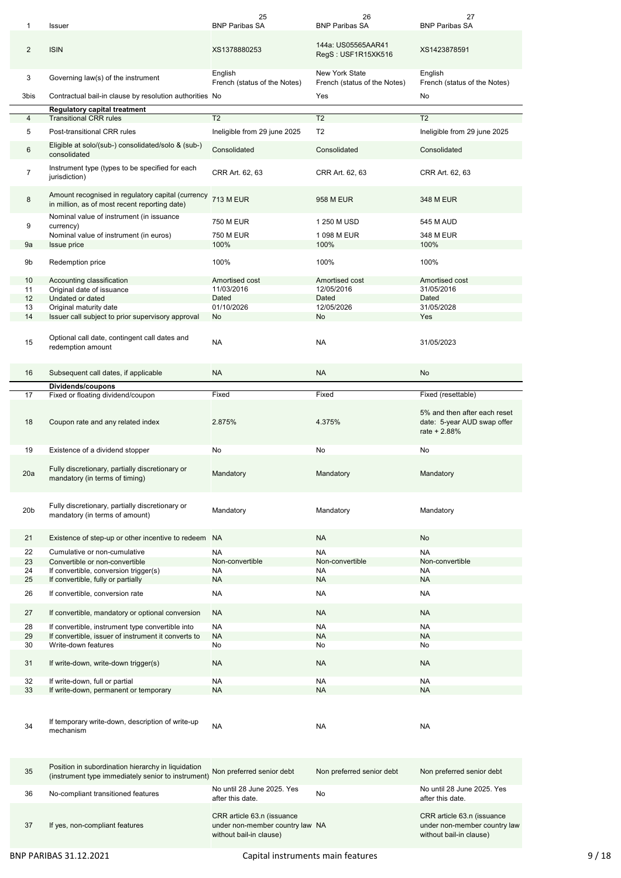| | | 25 | 26 | 27 |
|---|---|---|---|---|
| 1 | Issuer | BNP Paribas SA | BNP Paribas SA | BNP Paribas SA |
| 2 | ISIN | XS1378880253 | 144a: US05565AAR41<br>RegS : USF1R15XK516 | XS1423878591 |
| 3 | Governing law(s) of the instrument | English<br>French (status of the Notes) | New York State<br>French (status of the Notes) | English<br>French (status of the Notes) |
| 3bis | Contractual bail-in clause by resolution authorities | No | Yes | No |
| | **Regulatory capital treatment** | | | |
| 4 | Transitional CRR rules | T2 | T2 | T2 |
| 5 | Post-transitional CRR rules | Ineligible from 29 june 2025 | T2 | Ineligible from 29 june 2025 |
| 6 | Eligible at solo/(sub-) consolidated/solo & (sub-) consolidated | Consolidated | Consolidated | Consolidated |
| 7 | Instrument type (types to be specified for each jurisdiction) | CRR Art. 62, 63 | CRR Art. 62, 63 | CRR Art. 62, 63 |
| 8 | Amount recognised in regulatory capital (currency in million, as of most recent reporting date) | 713 M EUR | 958 M EUR | 348 M EUR |
| 9 | Nominal value of instrument (in issuance currency) | 750 M EUR | 1 250 M USD | 545 M AUD |
| | Nominal value of instrument (in euros) | 750 M EUR | 1 098 M EUR | 348 M EUR |
| 9a | Issue price | 100% | 100% | 100% |
| 9b | Redemption price | 100% | 100% | 100% |
| 10 | Accounting classification | Amortised cost | Amortised cost | Amortised cost |
| 11 | Original date of issuance | 11/03/2016 | 12/05/2016 | 31/05/2016 |
| 12 | Undated or dated | Dated | Dated | Dated |
| 13 | Original maturity date | 01/10/2026 | 12/05/2026 | 31/05/2028 |
| 14 | Issuer call subject to prior supervisory approval | No | No | Yes |
| 15 | Optional call date, contingent call dates and redemption amount | NA | NA | 31/05/2023 |
| 16 | Subsequent call dates, if applicable | NA | NA | No |
| | **Dividends/coupons** | | | |
| 17 | Fixed or floating dividend/coupon | Fixed | Fixed | Fixed (resettable) |
| 18 | Coupon rate and any related index | 2.875% | 4.375% | 5% and then after each reset date: 5-year AUD swap offer rate + 2.88% |
| 19 | Existence of a dividend stopper | No | No | No |
| 20a | Fully discretionary, partially discretionary or mandatory (in terms of timing) | Mandatory | Mandatory | Mandatory |
| 20b | Fully discretionary, partially discretionary or mandatory (in terms of amount) | Mandatory | Mandatory | Mandatory |
| 21 | Existence of step-up or other incentive to redeem | NA | NA | No |
| 22 | Cumulative or non-cumulative | NA | NA | NA |
| 23 | Convertible or non-convertible | Non-convertible | Non-convertible | Non-convertible |
| 24 | If convertible, conversion trigger(s) | NA | NA | NA |
| 25 | If convertible, fully or partially | NA | NA | NA |
| 26 | If convertible, conversion rate | NA | NA | NA |
| 27 | If convertible, mandatory or optional conversion | NA | NA | NA |
| 28 | If convertible, instrument type convertible into | NA | NA | NA |
| 29 | If convertible, issuer of instrument it converts to | NA | NA | NA |
| 30 | Write-down features | No | No | No |
| 31 | If write-down, write-down trigger(s) | NA | NA | NA |
| 32 | If write-down, full or partial | NA | NA | NA |
| 33 | If write-down, permanent or temporary | NA | NA | NA |
| 34 | If temporary write-down, description of write-up mechanism | NA | NA | NA |
| 35 | Position in subordination hierarchy in liquidation (instrument type immediately senior to instrument) | Non preferred senior debt | Non preferred senior debt | Non preferred senior debt |
| 36 | No-compliant transitioned features | No until 28 June 2025. Yes after this date. | No | No until 28 June 2025. Yes after this date. |
| 37 | If yes, non-compliant features | CRR article 63.n (issuance under non-member country law without bail-in clause) | NA | CRR article 63.n (issuance under non-member country law without bail-in clause) |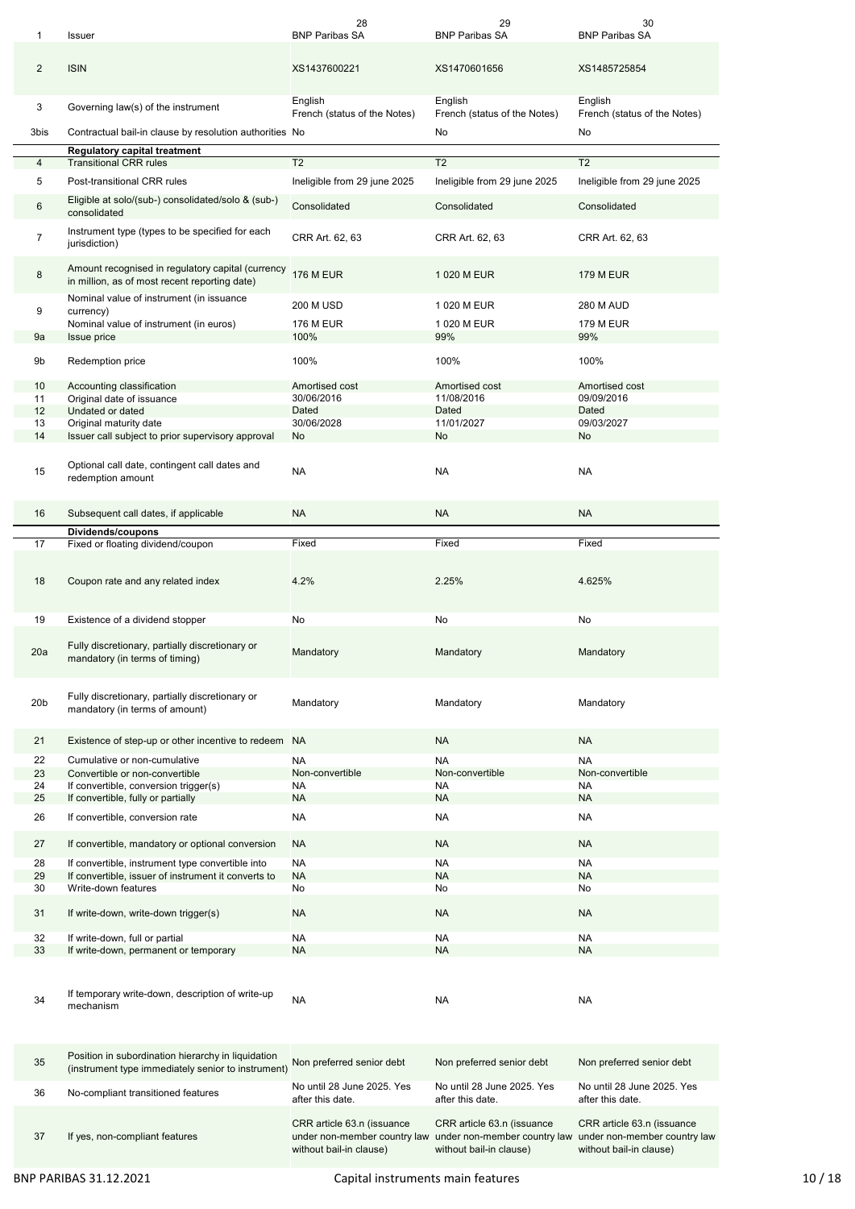| 1 | Issuer | 28<br>BNP Paribas SA | 29<br>BNP Paribas SA | 30<br>BNP Paribas SA |
|---|---|---|---|---|
| 2 | ISIN | XS1437600221 | XS1470601656 | XS1485725854 |
| 3 | Governing law(s) of the instrument | English<br>French (status of the Notes) | English<br>French (status of the Notes) | English<br>French (status of the Notes) |
| 3bis | Contractual bail-in clause by resolution authorities | No | No | No |
| | **Regulatory capital treatment** | | | |
| 4 | Transitional CRR rules | T2 | T2 | T2 |
| 5 | Post-transitional CRR rules | Ineligible from 29 june 2025 | Ineligible from 29 june 2025 | Ineligible from 29 june 2025 |
| 6 | Eligible at solo/(sub-) consolidated/solo & (sub-) consolidated | Consolidated | Consolidated | Consolidated |
| 7 | Instrument type (types to be specified for each jurisdiction) | CRR Art. 62, 63 | CRR Art. 62, 63 | CRR Art. 62, 63 |
| 8 | Amount recognised in regulatory capital (currency in million, as of most recent reporting date) | 176 M EUR | 1 020 M EUR | 179 M EUR |
| 9 | Nominal value of instrument (in issuance currency) | 200 M USD | 1 020 M EUR | 280 M AUD |
| | Nominal value of instrument (in euros) | 176 M EUR | 1 020 M EUR | 179 M EUR |
| 9a | Issue price | 100% | 99% | 99% |
| 9b | Redemption price | 100% | 100% | 100% |
| 10 | Accounting classification | Amortised cost | Amortised cost | Amortised cost |
| 11 | Original date of issuance | 30/06/2016 | 11/08/2016 | 09/09/2016 |
| 12 | Undated or dated | Dated | Dated | Dated |
| 13 | Original maturity date | 30/06/2028 | 11/01/2027 | 09/03/2027 |
| 14 | Issuer call subject to prior supervisory approval | No | No | No |
| 15 | Optional call date, contingent call dates and redemption amount | NA | NA | NA |
| 16 | Subsequent call dates, if applicable | NA | NA | NA |
| | **Dividends/coupons** | | | |
| 17 | Fixed or floating dividend/coupon | Fixed | Fixed | Fixed |
| 18 | Coupon rate and any related index | 4.2% | 2.25% | 4.625% |
| 19 | Existence of a dividend stopper | No | No | No |
| 20a | Fully discretionary, partially discretionary or mandatory (in terms of timing) | Mandatory | Mandatory | Mandatory |
| 20b | Fully discretionary, partially discretionary or mandatory (in terms of amount) | Mandatory | Mandatory | Mandatory |
| 21 | Existence of step-up or other incentive to redeem | NA | NA | NA |
| 22 | Cumulative or non-cumulative | NA | NA | NA |
| 23 | Convertible or non-convertible | Non-convertible | Non-convertible | Non-convertible |
| 24 | If convertible, conversion trigger(s) | NA | NA | NA |
| 25 | If convertible, fully or partially | NA | NA | NA |
| 26 | If convertible, conversion rate | NA | NA | NA |
| 27 | If convertible, mandatory or optional conversion | NA | NA | NA |
| 28 | If convertible, instrument type convertible into | NA | NA | NA |
| 29 | If convertible, issuer of instrument it converts to | NA | NA | NA |
| 30 | Write-down features | No | No | No |
| 31 | If write-down, write-down trigger(s) | NA | NA | NA |
| 32 | If write-down, full or partial | NA | NA | NA |
| 33 | If write-down, permanent or temporary | NA | NA | NA |
| 34 | If temporary write-down, description of write-up mechanism | NA | NA | NA |
| 35 | Position in subordination hierarchy in liquidation (instrument type immediately senior to instrument) | Non preferred senior debt | Non preferred senior debt | Non preferred senior debt |
| 36 | No-compliant transitioned features | No until 28 June 2025. Yes after this date. | No until 28 June 2025. Yes after this date. | No until 28 June 2025. Yes after this date. |
| 37 | If yes, non-compliant features | CRR article 63.n (issuance under non-member country law without bail-in clause) | CRR article 63.n (issuance under non-member country law without bail-in clause) | CRR article 63.n (issuance under non-member country law without bail-in clause) |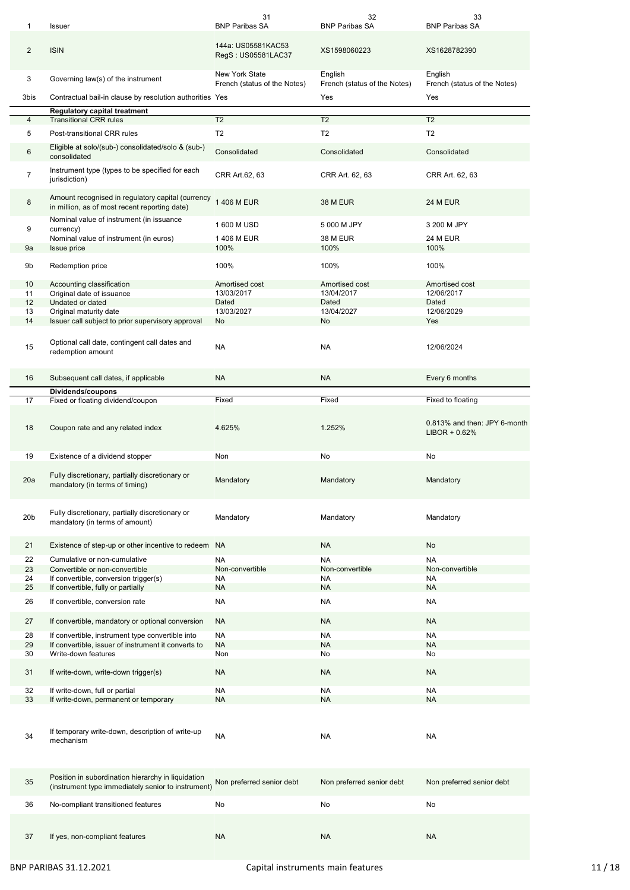| 1 | Issuer | 31<br>BNP Paribas SA | 32<br>BNP Paribas SA | 33<br>BNP Paribas SA |
|---|---|---|---|---|
| 2 | ISIN | 144a: US05581KAC53<br>RegS : US05581LAC37 | XS1598060223 | XS1628782390 |
| 3 | Governing law(s) of the instrument | New York State<br>French (status of the Notes) | English<br>French (status of the Notes) | English<br>French (status of the Notes) |
| 3bis | Contractual bail-in clause by resolution authorities | Yes | Yes | Yes |
| | **Regulatory capital treatment** | | | |
| 4 | Transitional CRR rules | T2 | T2 | T2 |
| 5 | Post-transitional CRR rules | T2 | T2 | T2 |
| 6 | Eligible at solo/(sub-) consolidated/solo & (sub-) consolidated | Consolidated | Consolidated | Consolidated |
| 7 | Instrument type (types to be specified for each jurisdiction) | CRR Art.62, 63 | CRR Art. 62, 63 | CRR Art. 62, 63 |
| 8 | Amount recognised in regulatory capital (currency in million, as of most recent reporting date) | 1 406 M EUR | 38 M EUR | 24 M EUR |
| 9 | Nominal value of instrument (in issuance currency) | 1 600 M USD | 5 000 M JPY | 3 200 M JPY |
| | Nominal value of instrument (in euros) | 1 406 M EUR | 38 M EUR | 24 M EUR |
| 9a | Issue price | 100% | 100% | 100% |
| 9b | Redemption price | 100% | 100% | 100% |
| 10 | Accounting classification | Amortised cost | Amortised cost | Amortised cost |
| 11 | Original date of issuance | 13/03/2017 | 13/04/2017 | 12/06/2017 |
| 12 | Undated or dated | Dated | Dated | Dated |
| 13 | Original maturity date | 13/03/2027 | 13/04/2027 | 12/06/2029 |
| 14 | Issuer call subject to prior supervisory approval | No | No | Yes |
| 15 | Optional call date, contingent call dates and redemption amount | NA | NA | 12/06/2024 |
| 16 | Subsequent call dates, if applicable | NA | NA | Every 6 months |
| | **Dividends/coupons** | | | |
| 17 | Fixed or floating dividend/coupon | Fixed | Fixed | Fixed to floating |
| 18 | Coupon rate and any related index | 4.625% | 1.252% | 0.813% and then: JPY 6-month LIBOR + 0.62% |
| 19 | Existence of a dividend stopper | Non | No | No |
| 20a | Fully discretionary, partially discretionary or mandatory (in terms of timing) | Mandatory | Mandatory | Mandatory |
| 20b | Fully discretionary, partially discretionary or mandatory (in terms of amount) | Mandatory | Mandatory | Mandatory |
| 21 | Existence of step-up or other incentive to redeem | NA | NA | No |
| 22 | Cumulative or non-cumulative | NA | NA | NA |
| 23 | Convertible or non-convertible | Non-convertible | Non-convertible | Non-convertible |
| 24 | If convertible, conversion trigger(s) | NA | NA | NA |
| 25 | If convertible, fully or partially | NA | NA | NA |
| 26 | If convertible, conversion rate | NA | NA | NA |
| 27 | If convertible, mandatory or optional conversion | NA | NA | NA |
| 28 | If convertible, instrument type convertible into | NA | NA | NA |
| 29 | If convertible, issuer of instrument it converts to | NA | NA | NA |
| 30 | Write-down features | Non | No | No |
| 31 | If write-down, write-down trigger(s) | NA | NA | NA |
| 32 | If write-down, full or partial | NA | NA | NA |
| 33 | If write-down, permanent or temporary | NA | NA | NA |
| 34 | If temporary write-down, description of write-up mechanism | NA | NA | NA |
| 35 | Position in subordination hierarchy in liquidation (instrument type immediately senior to instrument) | Non preferred senior debt | Non preferred senior debt | Non preferred senior debt |
| 36 | No-compliant transitioned features | No | No | No |
| 37 | If yes, non-compliant features | NA | NA | NA |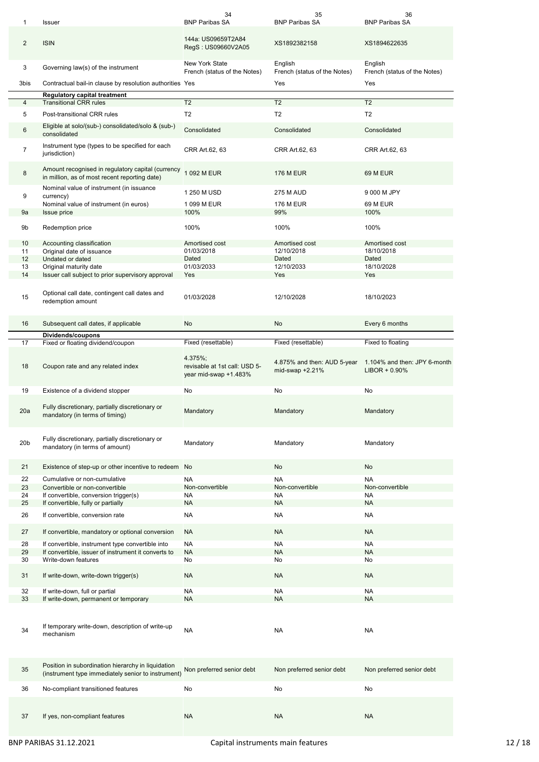| | | 34 | 35 | 36 |
|---|---|---|---|---|
| 1 | Issuer | BNP Paribas SA | BNP Paribas SA | BNP Paribas SA |
| 2 | ISIN | 144a: US09659T2A84<br>RegS : US09660V2A05 | XS1892382158 | XS1894622635 |
| 3 | Governing law(s) of the instrument | New York State<br>French (status of the Notes) | English<br>French (status of the Notes) | English<br>French (status of the Notes) |
| 3bis | Contractual bail-in clause by resolution authorities | Yes | Yes | Yes |
| | **Regulatory capital treatment** | | | |
| 4 | Transitional CRR rules | T2 | T2 | T2 |
| 5 | Post-transitional CRR rules | T2 | T2 | T2 |
| 6 | Eligible at solo/(sub-) consolidated/solo & (sub-) consolidated | Consolidated | Consolidated | Consolidated |
| 7 | Instrument type (types to be specified for each jurisdiction) | CRR Art.62, 63 | CRR Art.62, 63 | CRR Art.62, 63 |
| 8 | Amount recognised in regulatory capital (currency in million, as of most recent reporting date) | 1 092 M EUR | 176 M EUR | 69 M EUR |
| 9 | Nominal value of instrument (in issuance currency) | 1 250 M USD | 275 M AUD | 9 000 M JPY |
| | Nominal value of instrument (in euros) | 1 099 M EUR | 176 M EUR | 69 M EUR |
| 9a | Issue price | 100% | 99% | 100% |
| 9b | Redemption price | 100% | 100% | 100% |
| 10 | Accounting classification | Amortised cost | Amortised cost | Amortised cost |
| 11 | Original date of issuance | 01/03/2018 | 12/10/2018 | 18/10/2018 |
| 12 | Undated or dated | Dated | Dated | Dated |
| 13 | Original maturity date | 01/03/2033 | 12/10/2033 | 18/10/2028 |
| 14 | Issuer call subject to prior supervisory approval | Yes | Yes | Yes |
| 15 | Optional call date, contingent call dates and redemption amount | 01/03/2028 | 12/10/2028 | 18/10/2023 |
| 16 | Subsequent call dates, if applicable | No | No | Every 6 months |
| | **Dividends/coupons** | | | |
| 17 | Fixed or floating dividend/coupon | Fixed (resettable) | Fixed (resettable) | Fixed to floating |
| 18 | Coupon rate and any related index | 4.375%;<br>revisable at 1st call: USD 5-year mid-swap +1.483% | 4.875% and then: AUD 5-year mid-swap +2.21% | 1.104% and then: JPY 6-month LIBOR + 0.90% |
| 19 | Existence of a dividend stopper | No | No | No |
| 20a | Fully discretionary, partially discretionary or mandatory (in terms of timing) | Mandatory | Mandatory | Mandatory |
| 20b | Fully discretionary, partially discretionary or mandatory (in terms of amount) | Mandatory | Mandatory | Mandatory |
| 21 | Existence of step-up or other incentive to redeem | No | No | No |
| 22 | Cumulative or non-cumulative | NA | NA | NA |
| 23 | Convertible or non-convertible | Non-convertible | Non-convertible | Non-convertible |
| 24 | If convertible, conversion trigger(s) | NA | NA | NA |
| 25 | If convertible, fully or partially | NA | NA | NA |
| 26 | If convertible, conversion rate | NA | NA | NA |
| 27 | If convertible, mandatory or optional conversion | NA | NA | NA |
| 28 | If convertible, instrument type convertible into | NA | NA | NA |
| 29 | If convertible, issuer of instrument it converts to | NA | NA | NA |
| 30 | Write-down features | No | No | No |
| 31 | If write-down, write-down trigger(s) | NA | NA | NA |
| 32 | If write-down, full or partial | NA | NA | NA |
| 33 | If write-down, permanent or temporary | NA | NA | NA |
| 34 | If temporary write-down, description of write-up mechanism | NA | NA | NA |
| 35 | Position in subordination hierarchy in liquidation (instrument type immediately senior to instrument) | Non preferred senior debt | Non preferred senior debt | Non preferred senior debt |
| 36 | No-compliant transitioned features | No | No | No |
| 37 | If yes, non-compliant features | NA | NA | NA |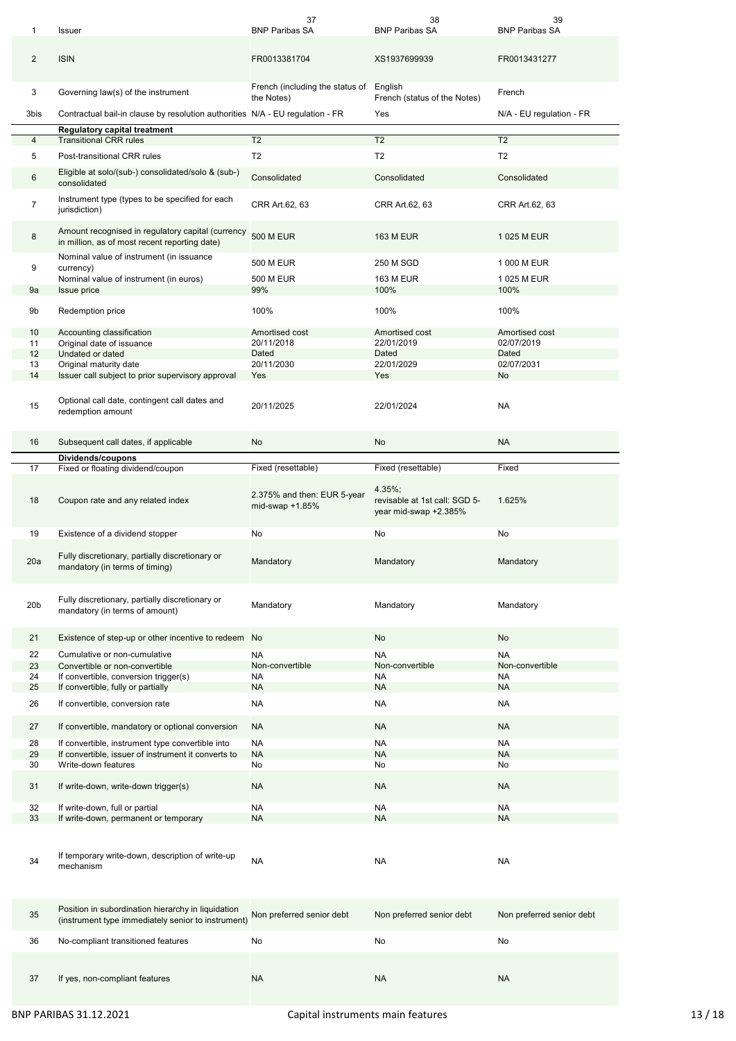| 1 | Issuer | 37 BNP Paribas SA | 38 BNP Paribas SA | 39 BNP Paribas SA |
|---|---|---|---|---|
| 2 | ISIN | FR0013381704 | XS1937699939 | FR0013431277 |
| 3 | Governing law(s) of the instrument | French (including the status of the Notes) | English French (status of the Notes) | French |
| 3bis | Contractual bail-in clause by resolution authorities | N/A - EU regulation - FR | Yes | N/A - EU regulation - FR |
| | **Regulatory capital treatment** | | | |
| 4 | Transitional CRR rules | T2 | T2 | T2 |
| 5 | Post-transitional CRR rules | T2 | T2 | T2 |
| 6 | Eligible at solo/(sub-) consolidated/solo & (sub-) consolidated | Consolidated | Consolidated | Consolidated |
| 7 | Instrument type (types to be specified for each jurisdiction) | CRR Art.62, 63 | CRR Art.62, 63 | CRR Art.62, 63 |
| 8 | Amount recognised in regulatory capital (currency in million, as of most recent reporting date) | 500 M EUR | 163 M EUR | 1 025 M EUR |
| 9 | Nominal value of instrument (in issuance currency) | 500 M EUR | 250 M SGD | 1 000 M EUR |
| | Nominal value of instrument (in euros) | 500 M EUR | 163 M EUR | 1 025 M EUR |
| 9a | Issue price | 99% | 100% | 100% |
| 9b | Redemption price | 100% | 100% | 100% |
| 10 | Accounting classification | Amortised cost | Amortised cost | Amortised cost |
| 11 | Original date of issuance | 20/11/2018 | 22/01/2019 | 02/07/2019 |
| 12 | Undated or dated | Dated | Dated | Dated |
| 13 | Original maturity date | 20/11/2030 | 22/01/2029 | 02/07/2031 |
| 14 | Issuer call subject to prior supervisory approval | Yes | Yes | No |
| 15 | Optional call date, contingent call dates and redemption amount | 20/11/2025 | 22/01/2024 | NA |
| 16 | Subsequent call dates, if applicable | No | No | NA |
| | **Dividends/coupons** | | | |
| 17 | Fixed or floating dividend/coupon | Fixed (resettable) | Fixed (resettable) | Fixed |
| 18 | Coupon rate and any related index | 2.375% and then: EUR 5-year mid-swap +1.85% | 4.35%; revisable at 1st call: SGD 5-year mid-swap +2.385% | 1.625% |
| 19 | Existence of a dividend stopper | No | No | No |
| 20a | Fully discretionary, partially discretionary or mandatory (in terms of timing) | Mandatory | Mandatory | Mandatory |
| 20b | Fully discretionary, partially discretionary or mandatory (in terms of amount) | Mandatory | Mandatory | Mandatory |
| 21 | Existence of step-up or other incentive to redeem | No | No | No |
| 22 | Cumulative or non-cumulative | NA | NA | NA |
| 23 | Convertible or non-convertible | Non-convertible | Non-convertible | Non-convertible |
| 24 | If convertible, conversion trigger(s) | NA | NA | NA |
| 25 | If convertible, fully or partially | NA | NA | NA |
| 26 | If convertible, conversion rate | NA | NA | NA |
| 27 | If convertible, mandatory or optional conversion | NA | NA | NA |
| 28 | If convertible, instrument type convertible into | NA | NA | NA |
| 29 | If convertible, issuer of instrument it converts to | NA | NA | NA |
| 30 | Write-down features | No | No | No |
| 31 | If write-down, write-down trigger(s) | NA | NA | NA |
| 32 | If write-down, full or partial | NA | NA | NA |
| 33 | If write-down, permanent or temporary | NA | NA | NA |
| 34 | If temporary write-down, description of write-up mechanism | NA | NA | NA |
| 35 | Position in subordination hierarchy in liquidation (instrument type immediately senior to instrument) | Non preferred senior debt | Non preferred senior debt | Non preferred senior debt |
| 36 | No-compliant transitioned features | No | No | No |
| 37 | If yes, non-compliant features | NA | NA | NA |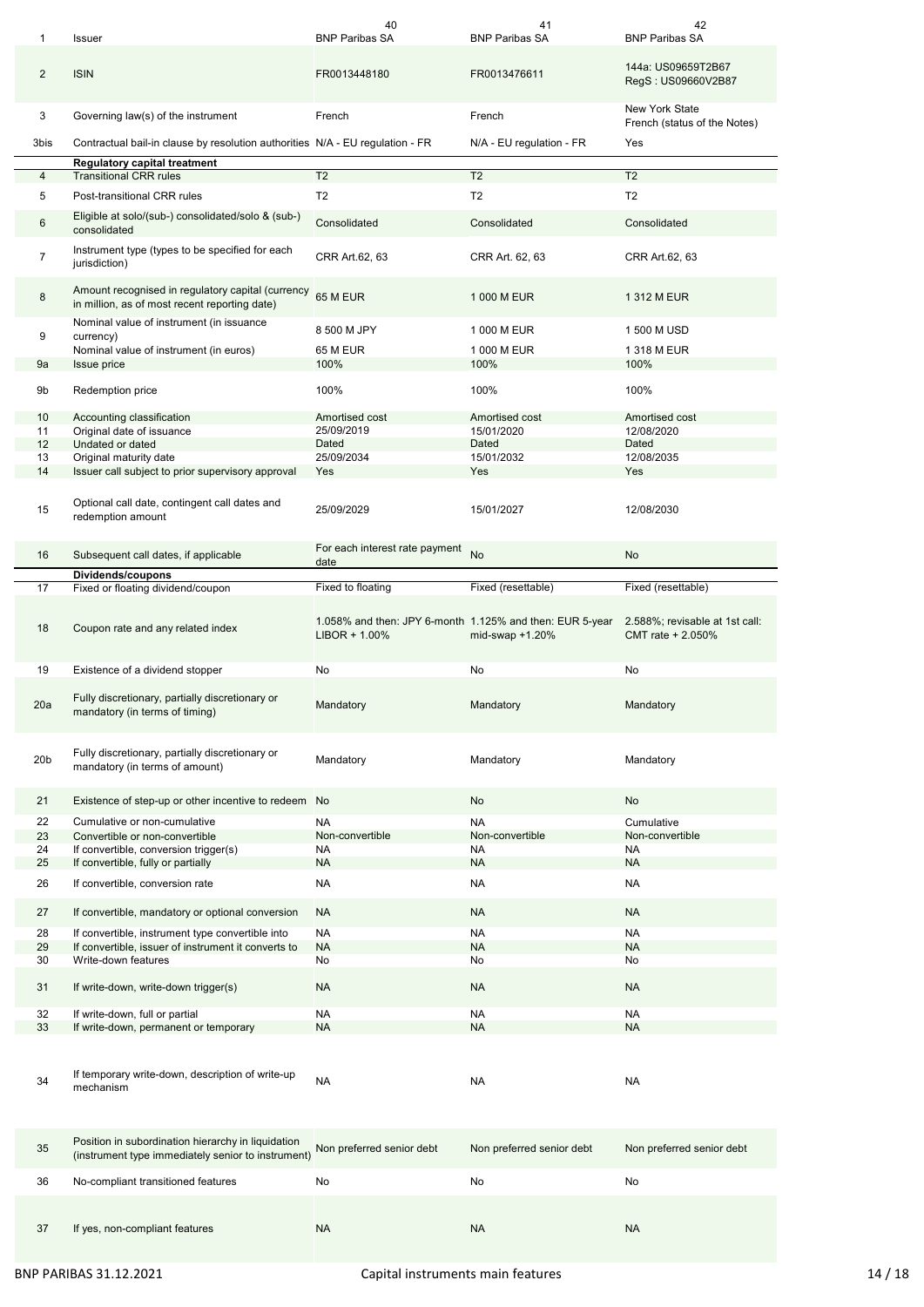| | | 40 | 41 | 42 |
|---|---|---|---|---|
| 1 | Issuer | BNP Paribas SA | BNP Paribas SA | BNP Paribas SA |
| 2 | ISIN | FR0013448180 | FR0013476611 | 144a: US09659T2B67<br>RegS : US09660V2B87 |
| 3 | Governing law(s) of the instrument | French | French | New York State<br>French (status of the Notes) |
| 3bis | Contractual bail-in clause by resolution authorities | N/A - EU regulation - FR | N/A - EU regulation - FR | Yes |
| | **Regulatory capital treatment** | | | |
| 4 | Transitional CRR rules | T2 | T2 | T2 |
| 5 | Post-transitional CRR rules | T2 | T2 | T2 |
| 6 | Eligible at solo/(sub-) consolidated/solo & (sub-) consolidated | Consolidated | Consolidated | Consolidated |
| 7 | Instrument type (types to be specified for each jurisdiction) | CRR Art.62, 63 | CRR Art. 62, 63 | CRR Art.62, 63 |
| 8 | Amount recognised in regulatory capital (currency in million, as of most recent reporting date) | 65 M EUR | 1 000 M EUR | 1 312 M EUR |
| 9 | Nominal value of instrument (in issuance currency) | 8 500 M JPY | 1 000 M EUR | 1 500 M USD |
| | Nominal value of instrument (in euros) | 65 M EUR | 1 000 M EUR | 1 318 M EUR |
| 9a | Issue price | 100% | 100% | 100% |
| 9b | Redemption price | 100% | 100% | 100% |
| 10 | Accounting classification | Amortised cost | Amortised cost | Amortised cost |
| 11 | Original date of issuance | 25/09/2019 | 15/01/2020 | 12/08/2020 |
| 12 | Undated or dated | Dated | Dated | Dated |
| 13 | Original maturity date | 25/09/2034 | 15/01/2032 | 12/08/2035 |
| 14 | Issuer call subject to prior supervisory approval | Yes | Yes | Yes |
| 15 | Optional call date, contingent call dates and redemption amount | 25/09/2029 | 15/01/2027 | 12/08/2030 |
| 16 | Subsequent call dates, if applicable | For each interest rate payment date | No | No |
| | **Dividends/coupons** | | | |
| 17 | Fixed or floating dividend/coupon | Fixed to floating | Fixed (resettable) | Fixed (resettable) |
| 18 | Coupon rate and any related index | 1.058% and then: JPY 6-month LIBOR + 1.00% | 1.125% and then: EUR 5-year mid-swap +1.20% | 2.588%; revisable at 1st call: CMT rate + 2.050% |
| 19 | Existence of a dividend stopper | No | No | No |
| 20a | Fully discretionary, partially discretionary or mandatory (in terms of timing) | Mandatory | Mandatory | Mandatory |
| 20b | Fully discretionary, partially discretionary or mandatory (in terms of amount) | Mandatory | Mandatory | Mandatory |
| 21 | Existence of step-up or other incentive to redeem | No | No | No |
| 22 | Cumulative or non-cumulative | NA | NA | Cumulative |
| 23 | Convertible or non-convertible | Non-convertible | Non-convertible | Non-convertible |
| 24 | If convertible, conversion trigger(s) | NA | NA | NA |
| 25 | If convertible, fully or partially | NA | NA | NA |
| 26 | If convertible, conversion rate | NA | NA | NA |
| 27 | If convertible, mandatory or optional conversion | NA | NA | NA |
| 28 | If convertible, instrument type convertible into | NA | NA | NA |
| 29 | If convertible, issuer of instrument it converts to | NA | NA | NA |
| 30 | Write-down features | No | No | No |
| 31 | If write-down, write-down trigger(s) | NA | NA | NA |
| 32 | If write-down, full or partial | NA | NA | NA |
| 33 | If write-down, permanent or temporary | NA | NA | NA |
| 34 | If temporary write-down, description of write-up mechanism | NA | NA | NA |
| 35 | Position in subordination hierarchy in liquidation (instrument type immediately senior to instrument) | Non preferred senior debt | Non preferred senior debt | Non preferred senior debt |
| 36 | No-compliant transitioned features | No | No | No |
| 37 | If yes, non-compliant features | NA | NA | NA |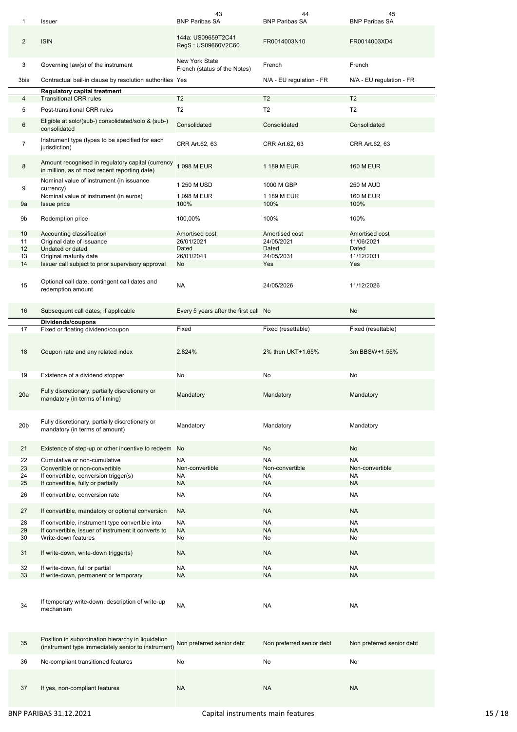| | | 43 | 44 | 45 |
|---|---|---|---|---|
| 1 | Issuer | BNP Paribas SA | BNP Paribas SA | BNP Paribas SA |
| 2 | ISIN | 144a: US09659T2C41 RegS : US09660V2C60 | FR0014003N10 | FR0014003XD4 |
| 3 | Governing law(s) of the instrument | New York State French (status of the Notes) | French | French |
| 3bis | Contractual bail-in clause by resolution authorities | Yes | N/A - EU regulation - FR | N/A - EU regulation - FR |
| | **Regulatory capital treatment** | | | |
| 4 | Transitional CRR rules | T2 | T2 | T2 |
| 5 | Post-transitional CRR rules | T2 | T2 | T2 |
| 6 | Eligible at solo/(sub-) consolidated/solo & (sub-) consolidated | Consolidated | Consolidated | Consolidated |
| 7 | Instrument type (types to be specified for each jurisdiction) | CRR Art.62, 63 | CRR Art.62, 63 | CRR Art.62, 63 |
| 8 | Amount recognised in regulatory capital (currency in million, as of most recent reporting date) | 1 098 M EUR | 1 189 M EUR | 160 M EUR |
| 9 | Nominal value of instrument (in issuance currency) | 1 250 M USD | 1000 M GBP | 250 M AUD |
| | Nominal value of instrument (in euros) | 1 098 M EUR | 1 189 M EUR | 160 M EUR |
| 9a | Issue price | 100% | 100% | 100% |
| 9b | Redemption price | 100,00% | 100% | 100% |
| 10 | Accounting classification | Amortised cost | Amortised cost | Amortised cost |
| 11 | Original date of issuance | 26/01/2021 | 24/05/2021 | 11/06/2021 |
| 12 | Undated or dated | Dated | Dated | Dated |
| 13 | Original maturity date | 26/01/2041 | 24/05/2031 | 11/12/2031 |
| 14 | Issuer call subject to prior supervisory approval | No | Yes | Yes |
| 15 | Optional call date, contingent call dates and redemption amount | NA | 24/05/2026 | 11/12/2026 |
| 16 | Subsequent call dates, if applicable | Every 5 years after the first call | No | No |
| | **Dividends/coupons** | | | |
| 17 | Fixed or floating dividend/coupon | Fixed | Fixed (resettable) | Fixed (resettable) |
| 18 | Coupon rate and any related index | 2.824% | 2% then UKT+1.65% | 3m BBSW+1.55% |
| 19 | Existence of a dividend stopper | No | No | No |
| 20a | Fully discretionary, partially discretionary or mandatory (in terms of timing) | Mandatory | Mandatory | Mandatory |
| 20b | Fully discretionary, partially discretionary or mandatory (in terms of amount) | Mandatory | Mandatory | Mandatory |
| 21 | Existence of step-up or other incentive to redeem | No | No | No |
| 22 | Cumulative or non-cumulative | NA | NA | NA |
| 23 | Convertible or non-convertible | Non-convertible | Non-convertible | Non-convertible |
| 24 | If convertible, conversion trigger(s) | NA | NA | NA |
| 25 | If convertible, fully or partially | NA | NA | NA |
| 26 | If convertible, conversion rate | NA | NA | NA |
| 27 | If convertible, mandatory or optional conversion | NA | NA | NA |
| 28 | If convertible, instrument type convertible into | NA | NA | NA |
| 29 | If convertible, issuer of instrument it converts to | NA | NA | NA |
| 30 | Write-down features | No | No | No |
| 31 | If write-down, write-down trigger(s) | NA | NA | NA |
| 32 | If write-down, full or partial | NA | NA | NA |
| 33 | If write-down, permanent or temporary | NA | NA | NA |
| 34 | If temporary write-down, description of write-up mechanism | NA | NA | NA |
| 35 | Position in subordination hierarchy in liquidation (instrument type immediately senior to instrument) | Non preferred senior debt | Non preferred senior debt | Non preferred senior debt |
| 36 | No-compliant transitioned features | No | No | No |
| 37 | If yes, non-compliant features | NA | NA | NA |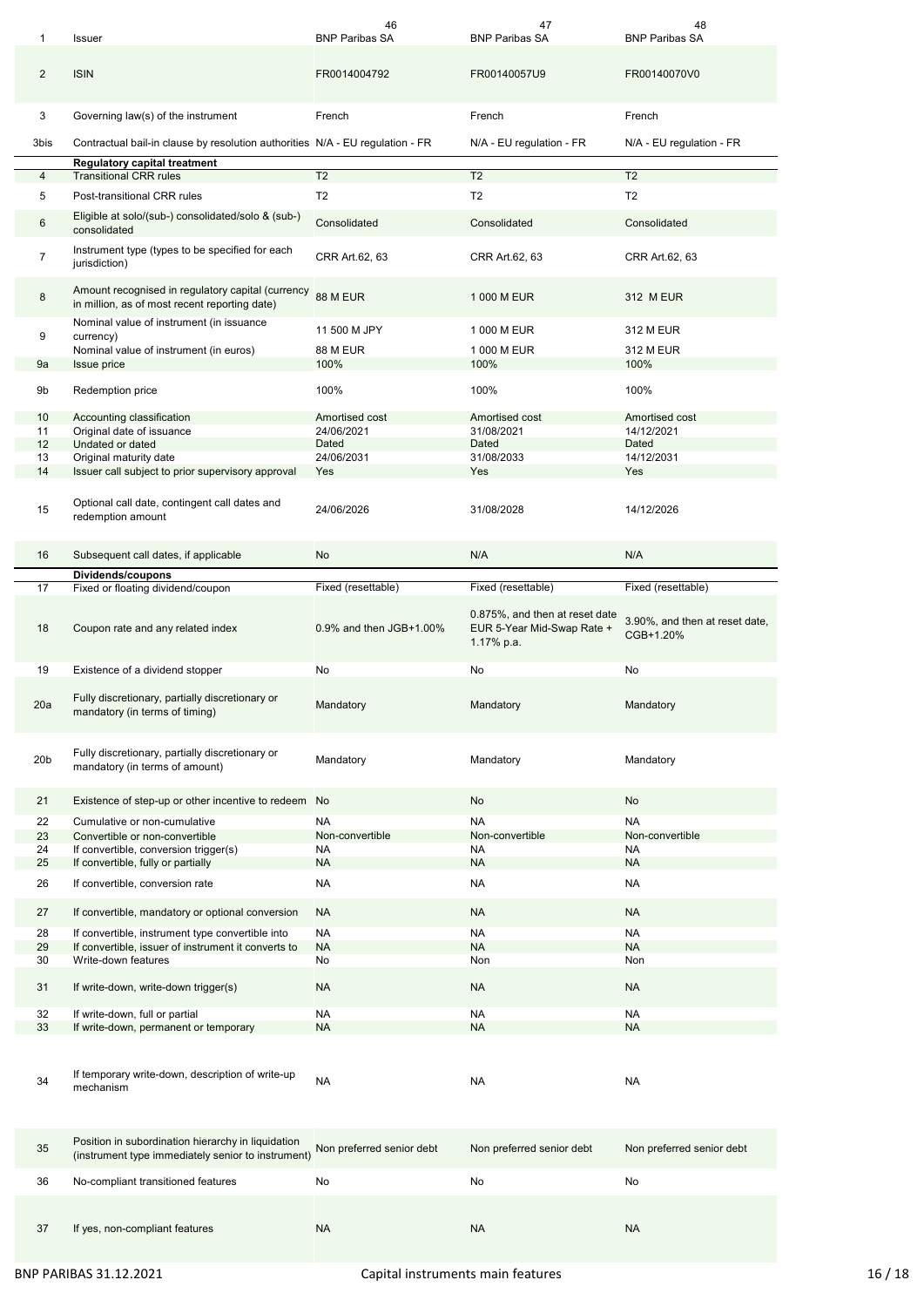| | | 46 | 47 | 48 |
|---|---|---|---|---|
| 1 | Issuer | BNP Paribas SA | BNP Paribas SA | BNP Paribas SA |
| 2 | ISIN | FR0014004792 | FR00140057U9 | FR00140070V0 |
| 3 | Governing law(s) of the instrument | French | French | French |
| 3bis | Contractual bail-in clause by resolution authorities | N/A - EU regulation - FR | N/A - EU regulation - FR | N/A - EU regulation - FR |
| | **Regulatory capital treatment** | | | |
| 4 | Transitional CRR rules | T2 | T2 | T2 |
| 5 | Post-transitional CRR rules | T2 | T2 | T2 |
| 6 | Eligible at solo/(sub-) consolidated/solo & (sub-) consolidated | Consolidated | Consolidated | Consolidated |
| 7 | Instrument type (types to be specified for each jurisdiction) | CRR Art.62, 63 | CRR Art.62, 63 | CRR Art.62, 63 |
| 8 | Amount recognised in regulatory capital (currency in million, as of most recent reporting date) | 88 M EUR | 1 000 M EUR | 312 M EUR |
| 9 | Nominal value of instrument (in issuance currency) | 11 500 M JPY | 1 000 M EUR | 312 M EUR |
| | Nominal value of instrument (in euros) | 88 M EUR | 1 000 M EUR | 312 M EUR |
| 9a | Issue price | 100% | 100% | 100% |
| 9b | Redemption price | 100% | 100% | 100% |
| 10 | Accounting classification | Amortised cost | Amortised cost | Amortised cost |
| 11 | Original date of issuance | 24/06/2021 | 31/08/2021 | 14/12/2021 |
| 12 | Undated or dated | Dated | Dated | Dated |
| 13 | Original maturity date | 24/06/2031 | 31/08/2033 | 14/12/2031 |
| 14 | Issuer call subject to prior supervisory approval | Yes | Yes | Yes |
| 15 | Optional call date, contingent call dates and redemption amount | 24/06/2026 | 31/08/2028 | 14/12/2026 |
| 16 | Subsequent call dates, if applicable | No | N/A | N/A |
| | **Dividends/coupons** | | | |
| 17 | Fixed or floating dividend/coupon | Fixed (resettable) | Fixed (resettable) | Fixed (resettable) |
| 18 | Coupon rate and any related index | 0.9% and then JGB+1.00% | 0.875%, and then at reset date EUR 5-Year Mid-Swap Rate + 1.17% p.a. | 3.90%, and then at reset date, CGB+1.20% |
| 19 | Existence of a dividend stopper | No | No | No |
| 20a | Fully discretionary, partially discretionary or mandatory (in terms of timing) | Mandatory | Mandatory | Mandatory |
| 20b | Fully discretionary, partially discretionary or mandatory (in terms of amount) | Mandatory | Mandatory | Mandatory |
| 21 | Existence of step-up or other incentive to redeem | No | No | No |
| 22 | Cumulative or non-cumulative | NA | NA | NA |
| 23 | Convertible or non-convertible | Non-convertible | Non-convertible | Non-convertible |
| 24 | If convertible, conversion trigger(s) | NA | NA | NA |
| 25 | If convertible, fully or partially | NA | NA | NA |
| 26 | If convertible, conversion rate | NA | NA | NA |
| 27 | If convertible, mandatory or optional conversion | NA | NA | NA |
| 28 | If convertible, instrument type convertible into | NA | NA | NA |
| 29 | If convertible, issuer of instrument it converts to | NA | NA | NA |
| 30 | Write-down features | No | Non | Non |
| 31 | If write-down, write-down trigger(s) | NA | NA | NA |
| 32 | If write-down, full or partial | NA | NA | NA |
| 33 | If write-down, permanent or temporary | NA | NA | NA |
| 34 | If temporary write-down, description of write-up mechanism | NA | NA | NA |
| 35 | Position in subordination hierarchy in liquidation (instrument type immediately senior to instrument) | Non preferred senior debt | Non preferred senior debt | Non preferred senior debt |
| 36 | No-compliant transitioned features | No | No | No |
| 37 | If yes, non-compliant features | NA | NA | NA |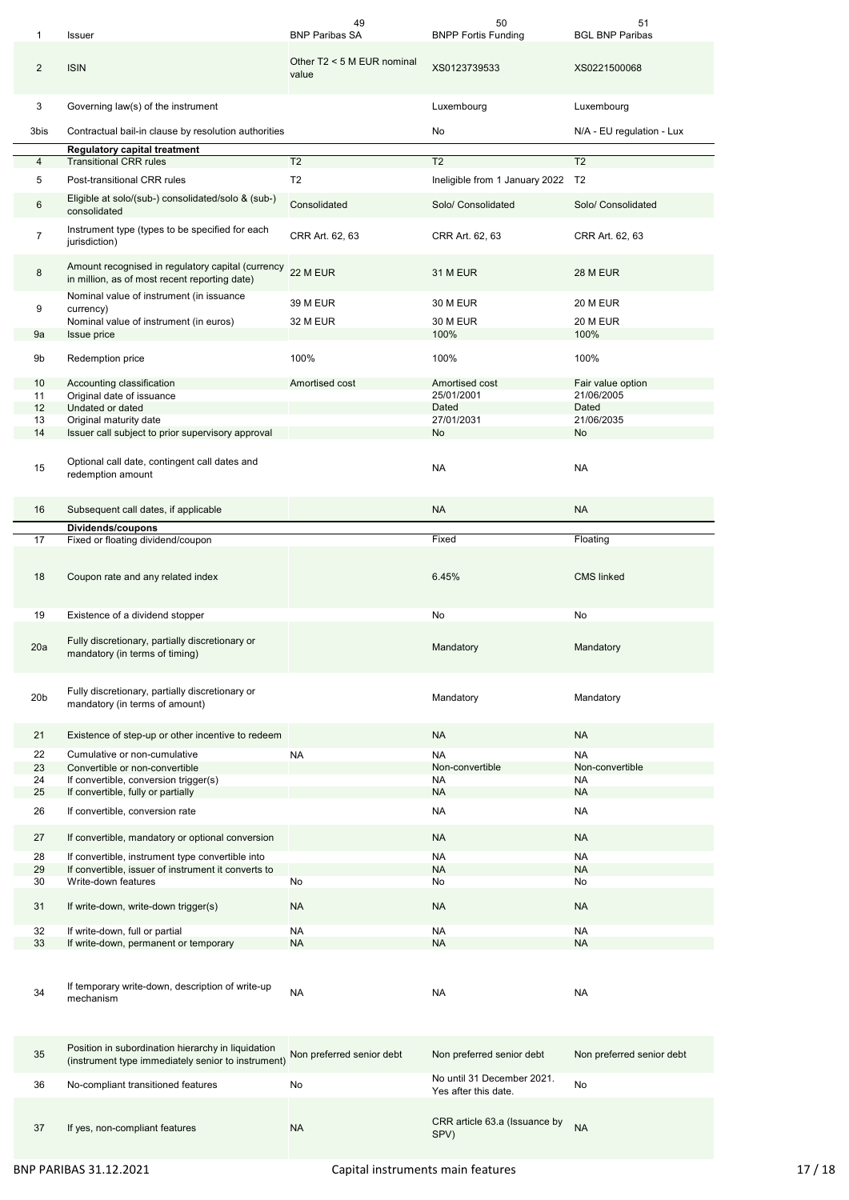| 1 | Issuer | 49<br>BNP Paribas SA | 50<br>BNPP Fortis Funding | 51<br>BGL BNP Paribas |
|---|---|---|---|---|
| 2 | ISIN | Other T2 < 5 M EUR nominal value | XS0123739533 | XS0221500068 |
| 3 | Governing law(s) of the instrument | | Luxembourg | Luxembourg |
| 3bis | Contractual bail-in clause by resolution authorities | | No | N/A - EU regulation - Lux |
| | **Regulatory capital treatment** | | | |
| 4 | Transitional CRR rules | T2 | T2 | T2 |
| 5 | Post-transitional CRR rules | T2 | Ineligible from 1 January 2022 | T2 |
| 6 | Eligible at solo/(sub-) consolidated/solo & (sub-) consolidated | Consolidated | Solo/ Consolidated | Solo/ Consolidated |
| 7 | Instrument type (types to be specified for each jurisdiction) | CRR Art. 62, 63 | CRR Art. 62, 63 | CRR Art. 62, 63 |
| 8 | Amount recognised in regulatory capital (currency in million, as of most recent reporting date) | 22 M EUR | 31 M EUR | 28 M EUR |
| 9 | Nominal value of instrument (in issuance currency) | 39 M EUR | 30 M EUR | 20 M EUR |
| | Nominal value of instrument (in euros) | 32 M EUR | 30 M EUR | 20 M EUR |
| 9a | Issue price | | 100% | 100% |
| 9b | Redemption price | 100% | 100% | 100% |
| 10 | Accounting classification | Amortised cost | Amortised cost | Fair value option |
| 11 | Original date of issuance | | 25/01/2001 | 21/06/2005 |
| 12 | Undated or dated | | Dated | Dated |
| 13 | Original maturity date | | 27/01/2031 | 21/06/2035 |
| 14 | Issuer call subject to prior supervisory approval | | No | No |
| 15 | Optional call date, contingent call dates and redemption amount | | NA | NA |
| 16 | Subsequent call dates, if applicable | | NA | NA |
| | **Dividends/coupons** | | | |
| 17 | Fixed or floating dividend/coupon | | Fixed | Floating |
| 18 | Coupon rate and any related index | | 6.45% | CMS linked |
| 19 | Existence of a dividend stopper | | No | No |
| 20a | Fully discretionary, partially discretionary or mandatory (in terms of timing) | | Mandatory | Mandatory |
| 20b | Fully discretionary, partially discretionary or mandatory (in terms of amount) | | Mandatory | Mandatory |
| 21 | Existence of step-up or other incentive to redeem | | NA | NA |
| 22 | Cumulative or non-cumulative | NA | NA | NA |
| 23 | Convertible or non-convertible | | Non-convertible | Non-convertible |
| 24 | If convertible, conversion trigger(s) | | NA | NA |
| 25 | If convertible, fully or partially | | NA | NA |
| 26 | If convertible, conversion rate | | NA | NA |
| 27 | If convertible, mandatory or optional conversion | | NA | NA |
| 28 | If convertible, instrument type convertible into | | NA | NA |
| 29 | If convertible, issuer of instrument it converts to | | NA | NA |
| 30 | Write-down features | No | No | No |
| 31 | If write-down, write-down trigger(s) | NA | NA | NA |
| 32 | If write-down, full or partial | NA | NA | NA |
| 33 | If write-down, permanent or temporary | NA | NA | NA |
| 34 | If temporary write-down, description of write-up mechanism | NA | NA | NA |
| 35 | Position in subordination hierarchy in liquidation (instrument type immediately senior to instrument) | Non preferred senior debt | Non preferred senior debt | Non preferred senior debt |
| 36 | No-compliant transitioned features | No | No until 31 December 2021. Yes after this date. | No |
| 37 | If yes, non-compliant features | NA | CRR article 63.a (Issuance by SPV) | NA |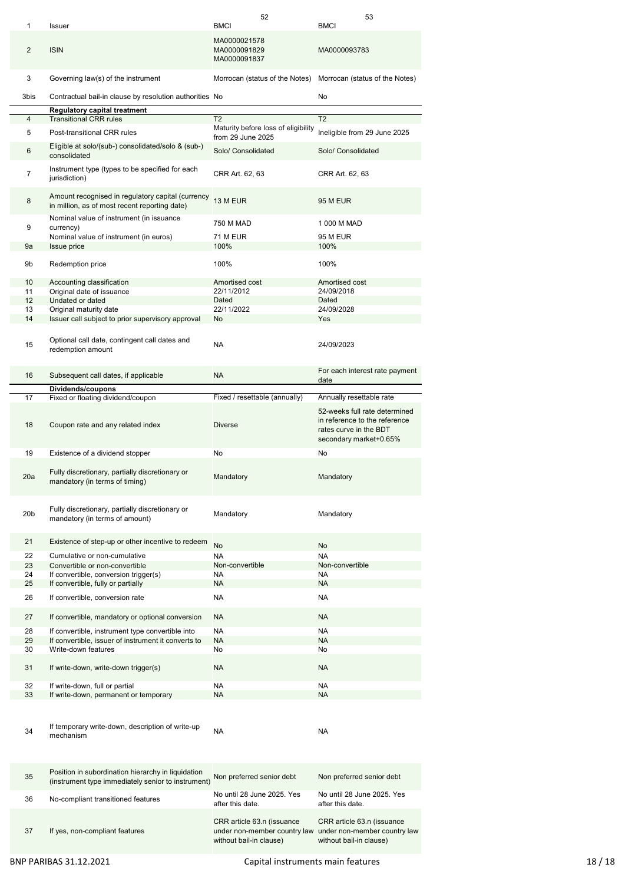| | | 52 | 53 |
|---|---|---|---|
| 1 | Issuer | BMCI | BMCI |
| 2 | ISIN | MA0000021578 MA0000091829 MA0000091837 | MA0000093783 |
| 3 | Governing law(s) of the instrument | Morrocan (status of the Notes) | Morrocan (status of the Notes) |
| 3bis | Contractual bail-in clause by resolution authorities | No | No |
| | **Regulatory capital treatment** | | |
| 4 | Transitional CRR rules | T2 | T2 |
| 5 | Post-transitional CRR rules | Maturity before loss of eligibility from 29 June 2025 | Ineligible from 29 June 2025 |
| 6 | Eligible at solo/(sub-) consolidated/solo & (sub-) consolidated | Solo/ Consolidated | Solo/ Consolidated |
| 7 | Instrument type (types to be specified for each jurisdiction) | CRR Art. 62, 63 | CRR Art. 62, 63 |
| 8 | Amount recognised in regulatory capital (currency in million, as of most recent reporting date) | 13 M EUR | 95 M EUR |
| 9 | Nominal value of instrument (in issuance currency) | 750 M MAD | 1 000 M MAD |
| | Nominal value of instrument (in euros) | 71 M EUR | 95 M EUR |
| 9a | Issue price | 100% | 100% |
| 9b | Redemption price | 100% | 100% |
| 10 | Accounting classification | Amortised cost | Amortised cost |
| 11 | Original date of issuance | 22/11/2012 | 24/09/2018 |
| 12 | Undated or dated | Dated | Dated |
| 13 | Original maturity date | 22/11/2022 | 24/09/2028 |
| 14 | Issuer call subject to prior supervisory approval | No | Yes |
| 15 | Optional call date, contingent call dates and redemption amount | NA | 24/09/2023 |
| 16 | Subsequent call dates, if applicable | NA | For each interest rate payment date |
| | **Dividends/coupons** | | |
| 17 | Fixed or floating dividend/coupon | Fixed / resettable (annually) | Annually resettable rate |
| 18 | Coupon rate and any related index | Diverse | 52-weeks full rate determined in reference to the reference rates curve in the BDT secondary market+0.65% |
| 19 | Existence of a dividend stopper | No | No |
| 20a | Fully discretionary, partially discretionary or mandatory (in terms of timing) | Mandatory | Mandatory |
| 20b | Fully discretionary, partially discretionary or mandatory (in terms of amount) | Mandatory | Mandatory |
| 21 | Existence of step-up or other incentive to redeem | No | No |
| 22 | Cumulative or non-cumulative | NA | NA |
| 23 | Convertible or non-convertible | Non-convertible | Non-convertible |
| 24 | If convertible, conversion trigger(s) | NA | NA |
| 25 | If convertible, fully or partially | NA | NA |
| 26 | If convertible, conversion rate | NA | NA |
| 27 | If convertible, mandatory or optional conversion | NA | NA |
| 28 | If convertible, instrument type convertible into | NA | NA |
| 29 | If convertible, issuer of instrument it converts to | NA | NA |
| 30 | Write-down features | No | No |
| 31 | If write-down, write-down trigger(s) | NA | NA |
| 32 | If write-down, full or partial | NA | NA |
| 33 | If write-down, permanent or temporary | NA | NA |
| 34 | If temporary write-down, description of write-up mechanism | NA | NA |
| 35 | Position in subordination hierarchy in liquidation (instrument type immediately senior to instrument) | Non preferred senior debt | Non preferred senior debt |
| 36 | No-compliant transitioned features | No until 28 June 2025. Yes after this date. | No until 28 June 2025. Yes after this date. |
| 37 | If yes, non-compliant features | CRR article 63.n (issuance under non-member country law without bail-in clause) | CRR article 63.n (issuance under non-member country law without bail-in clause) |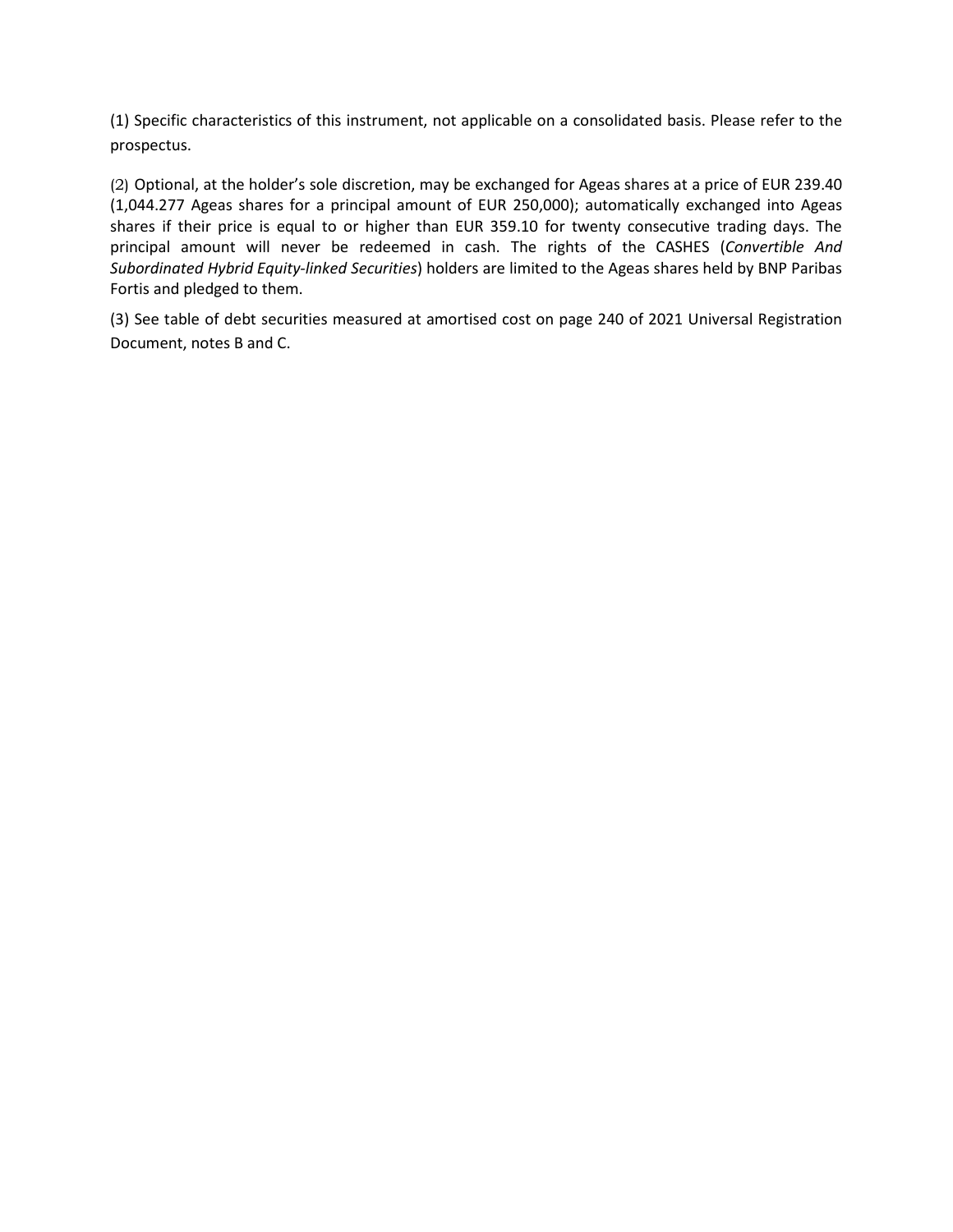(1) Specific characteristics of this instrument, not applicable on a consolidated basis. Please refer to the prospectus.

(2) Optional, at the holder's sole discretion, may be exchanged for Ageas shares at a price of EUR 239.40 (1,044.277 Ageas shares for a principal amount of EUR 250,000); automatically exchanged into Ageas shares if their price is equal to or higher than EUR 359.10 for twenty consecutive trading days. The principal amount will never be redeemed in cash. The rights of the CASHES (*Convertible And Subordinated Hybrid Equity-linked Securities*) holders are limited to the Ageas shares held by BNP Paribas Fortis and pledged to them.

(3) See table of debt securities measured at amortised cost on page 240 of 2021 Universal Registration Document, notes B and C.